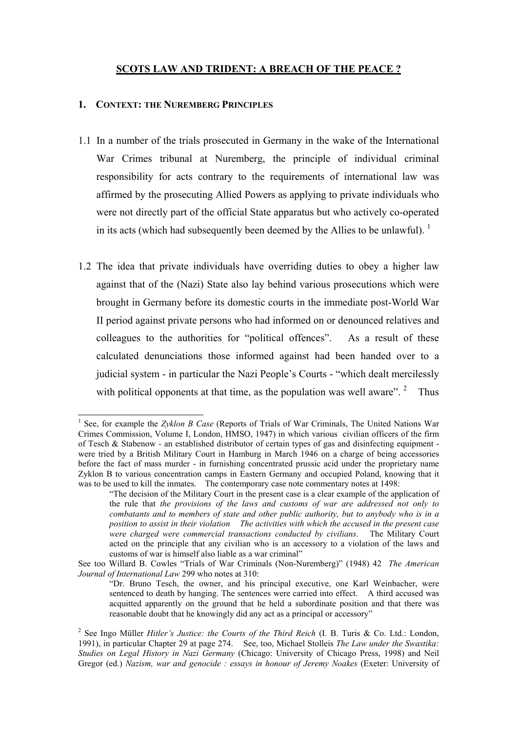# SCOTS LAW AND TRIDENT: A BREACH OF THE PEACE ?

## 1. CONTEXT: THE NUREMBERG PRINCIPLES

1.1 In a number of the trials prosecuted in Germany in the wake of the International War Crimes tribunal at Nuremberg, the principle of individual criminal responsibility for acts contrary to the requirements of international law was affirmed by the prosecuting Allied Powers as applying to private individuals who were not directly part of the official State apparatus but who actively co-operated in its acts (which had subsequently been deemed by the Allies to be unlawful). [1]

1.2 The idea that private individuals have overriding duties to obey a higher law against that of the (Nazi) State also lay behind various prosecutions which were brought in Germany before its domestic courts in the immediate post-World War II period against private persons who had informed on or denounced relatives and colleagues to the authorities for "political offences". As a result of these calculated denunciations those informed against had been handed over to a judicial system - in particular the Nazi People's Courts - "which dealt mercilessly with political opponents at that time, as the population was well aware". [2] Thus

---

[1] See, for example the *Zyklon B Case* (Reports of Trials of War Criminals, The United Nations War Crimes Commission, Volume I, London, HMSO, 1947) in which various civilian officers of the firm of Tesch & Stabenow - an established distributor of certain types of gas and disinfecting equipment - were tried by a British Military Court in Hamburg in March 1946 on a charge of being accessories before the fact of mass murder - in furnishing concentrated prussic acid under the proprietary name Zyklon B to various concentration camps in Eastern Germany and occupied Poland, knowing that it was to be used to kill the inmates. The contemporary case note commentary notes at 1498:

> "The decision of the Military Court in the present case is a clear example of the application of the rule that *the provisions of the laws and customs of war are addressed not only to combatants and to members of state and other public authority, but to anybody who is in a position to assist in their violation The activities with which the accused in the present case were charged were commercial transactions conducted by civilians*. The Military Court acted on the principle that any civilian who is an accessory to a violation of the laws and customs of war is himself also liable as a war criminal"

See too Willard B. Cowles "Trials of War Criminals (Non-Nuremberg)" (1948) 42 *The American Journal of International Law* 299 who notes at 310:

> "Dr. Bruno Tesch, the owner, and his principal executive, one Karl Weinbacher, were sentenced to death by hanging. The sentences were carried into effect. A third accused was acquitted apparently on the ground that he held a subordinate position and that there was reasonable doubt that he knowingly did any act as a principal or accessory"

[2] See Ingo Müller *Hitler's Justice: the Courts of the Third Reich* (I. B. Turis & Co. Ltd.: London, 1991), in particular Chapter 29 at page 274. See, too, Michael Stolleis *The Law under the Swastika: Studies on Legal History in Nazi Germany* (Chicago: University of Chicago Press, 1998) and Neil Gregor (ed.) *Nazism, war and genocide : essays in honour of Jeremy Noakes* (Exeter: University of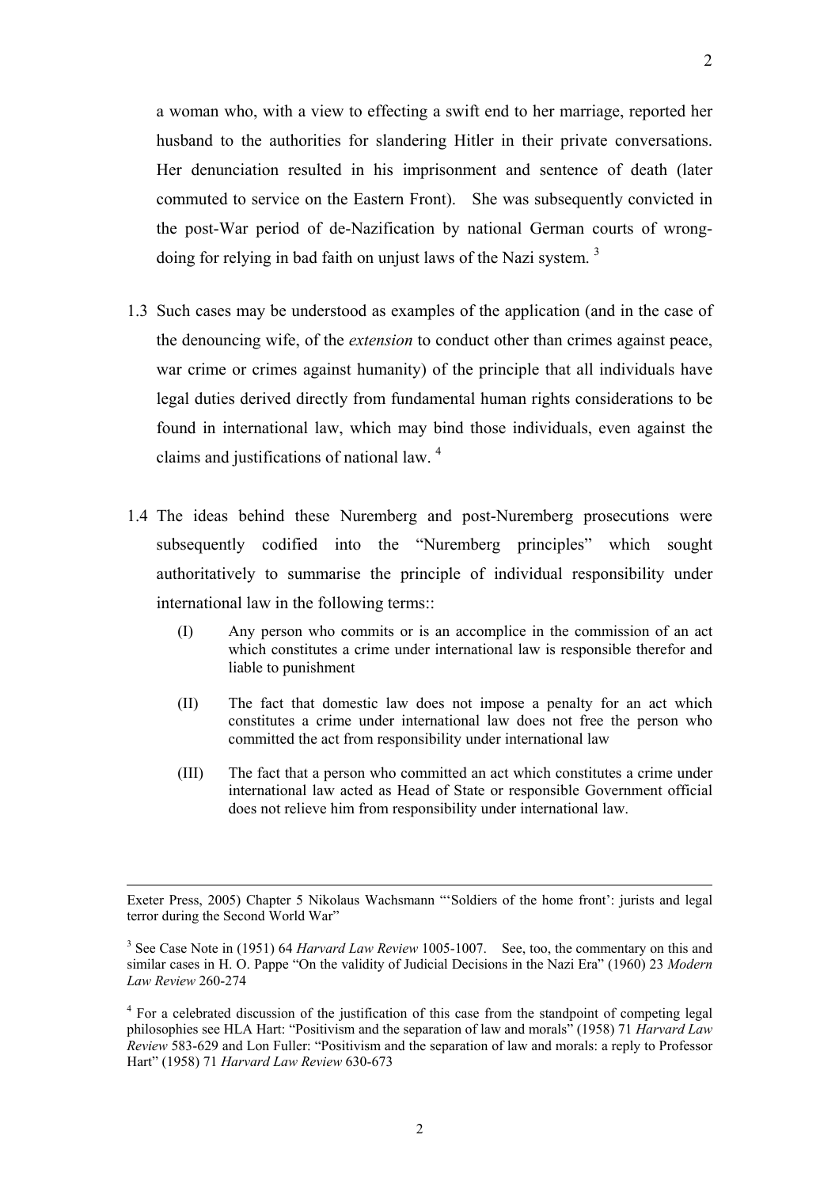a woman who, with a view to effecting a swift end to her marriage, reported her husband to the authorities for slandering Hitler in their private conversations. Her denunciation resulted in his imprisonment and sentence of death (later commuted to service on the Eastern Front). She was subsequently convicted in the post-War period of de-Nazification by national German courts of wrong-doing for relying in bad faith on unjust laws of the Nazi system. [3]

1.3 Such cases may be understood as examples of the application (and in the case of the denouncing wife, of the *extension* to conduct other than crimes against peace, war crime or crimes against humanity) of the principle that all individuals have legal duties derived directly from fundamental human rights considerations to be found in international law, which may bind those individuals, even against the claims and justifications of national law. [4]

1.4 The ideas behind these Nuremberg and post-Nuremberg prosecutions were subsequently codified into the "Nuremberg principles" which sought authoritatively to summarise the principle of individual responsibility under international law in the following terms::

> (I) Any person who commits or is an accomplice in the commission of an act which constitutes a crime under international law is responsible therefor and liable to punishment
>
> (II) The fact that domestic law does not impose a penalty for an act which constitutes a crime under international law does not free the person who committed the act from responsibility under international law
>
> (III) The fact that a person who committed an act which constitutes a crime under international law acted as Head of State or responsible Government official does not relieve him from responsibility under international law.

---

Exeter Press, 2005) Chapter 5 Nikolaus Wachsmann "'Soldiers of the home front': jurists and legal terror during the Second World War"

[3] See Case Note in (1951) 64 *Harvard Law Review* 1005-1007. See, too, the commentary on this and similar cases in H. O. Pappe "On the validity of Judicial Decisions in the Nazi Era" (1960) 23 *Modern Law Review* 260-274

[4] For a celebrated discussion of the justification of this case from the standpoint of competing legal philosophies see HLA Hart: "Positivism and the separation of law and morals" (1958) 71 *Harvard Law Review* 583-629 and Lon Fuller: "Positivism and the separation of law and morals: a reply to Professor Hart" (1958) 71 *Harvard Law Review* 630-673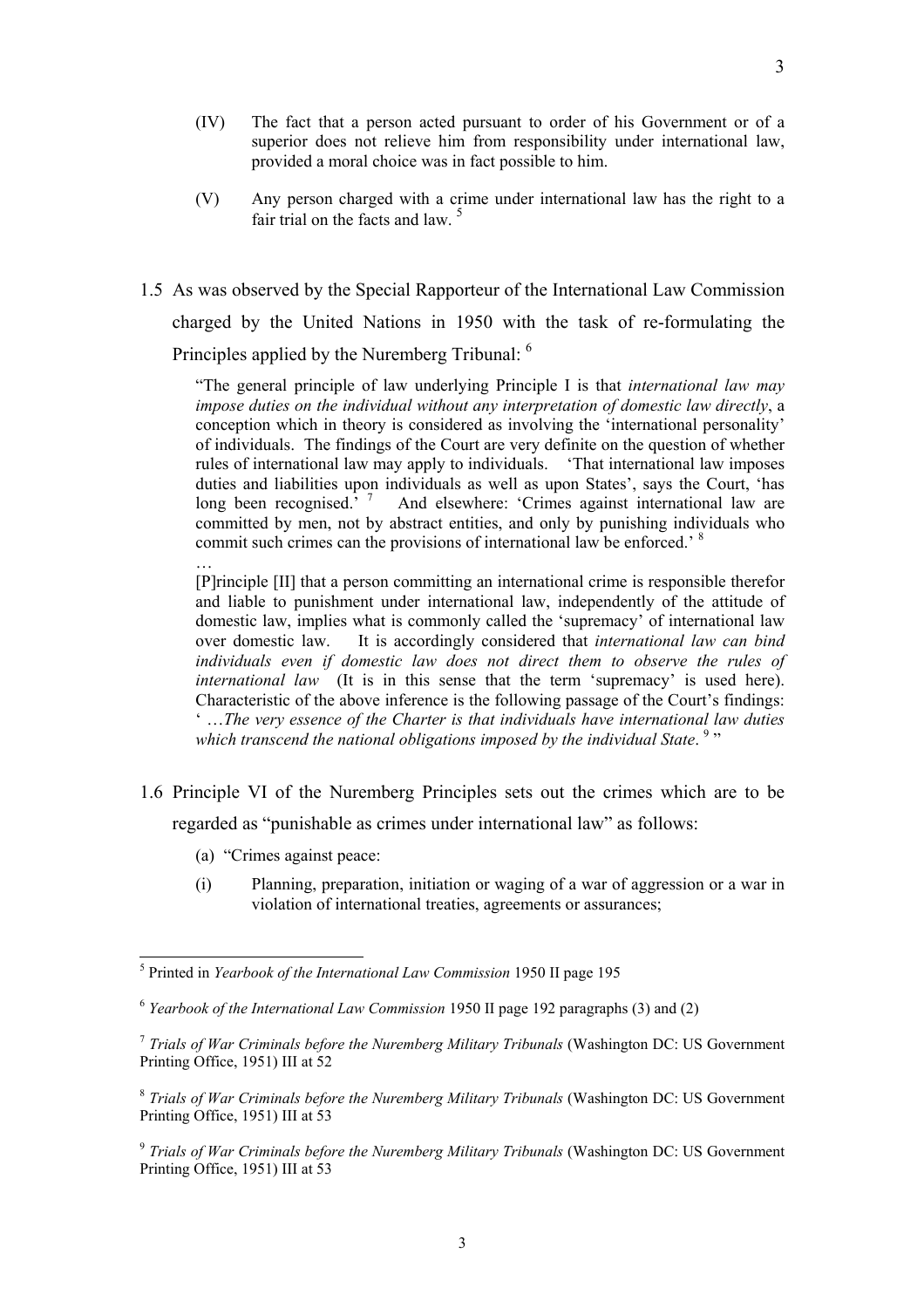(IV) The fact that a person acted pursuant to order of his Government or of a superior does not relieve him from responsibility under international law, provided a moral choice was in fact possible to him.

(V) Any person charged with a crime under international law has the right to a fair trial on the facts and law. [5]

1.5 As was observed by the Special Rapporteur of the International Law Commission charged by the United Nations in 1950 with the task of re-formulating the Principles applied by the Nuremberg Tribunal: [6]

> "The general principle of law underlying Principle I is that *international law may impose duties on the individual without any interpretation of domestic law directly*, a conception which in theory is considered as involving the 'international personality' of individuals. The findings of the Court are very definite on the question of whether rules of international law may apply to individuals. 'That international law imposes duties and liabilities upon individuals as well as upon States', says the Court, 'has long been recognised.' [7] And elsewhere: 'Crimes against international law are committed by men, not by abstract entities, and only by punishing individuals who commit such crimes can the provisions of international law be enforced.' [8]
>
> …
>
> [P]rinciple [II] that a person committing an international crime is responsible therefor and liable to punishment under international law, independently of the attitude of domestic law, implies what is commonly called the 'supremacy' of international law over domestic law. It is accordingly considered that *international law can bind individuals even if domestic law does not direct them to observe the rules of international law* (It is in this sense that the term 'supremacy' is used here). Characteristic of the above inference is the following passage of the Court's findings: ' …*The very essence of the Charter is that individuals have international law duties which transcend the national obligations imposed by the individual State*. [9] "

1.6 Principle VI of the Nuremberg Principles sets out the crimes which are to be regarded as "punishable as crimes under international law" as follows:

(a) "Crimes against peace:

(i) Planning, preparation, initiation or waging of a war of aggression or a war in violation of international treaties, agreements or assurances;

---

[5] Printed in *Yearbook of the International Law Commission* 1950 II page 195

[6] *Yearbook of the International Law Commission* 1950 II page 192 paragraphs (3) and (2)

[7] *Trials of War Criminals before the Nuremberg Military Tribunals* (Washington DC: US Government Printing Office, 1951) III at 52

[8] *Trials of War Criminals before the Nuremberg Military Tribunals* (Washington DC: US Government Printing Office, 1951) III at 53

[9] *Trials of War Criminals before the Nuremberg Military Tribunals* (Washington DC: US Government Printing Office, 1951) III at 53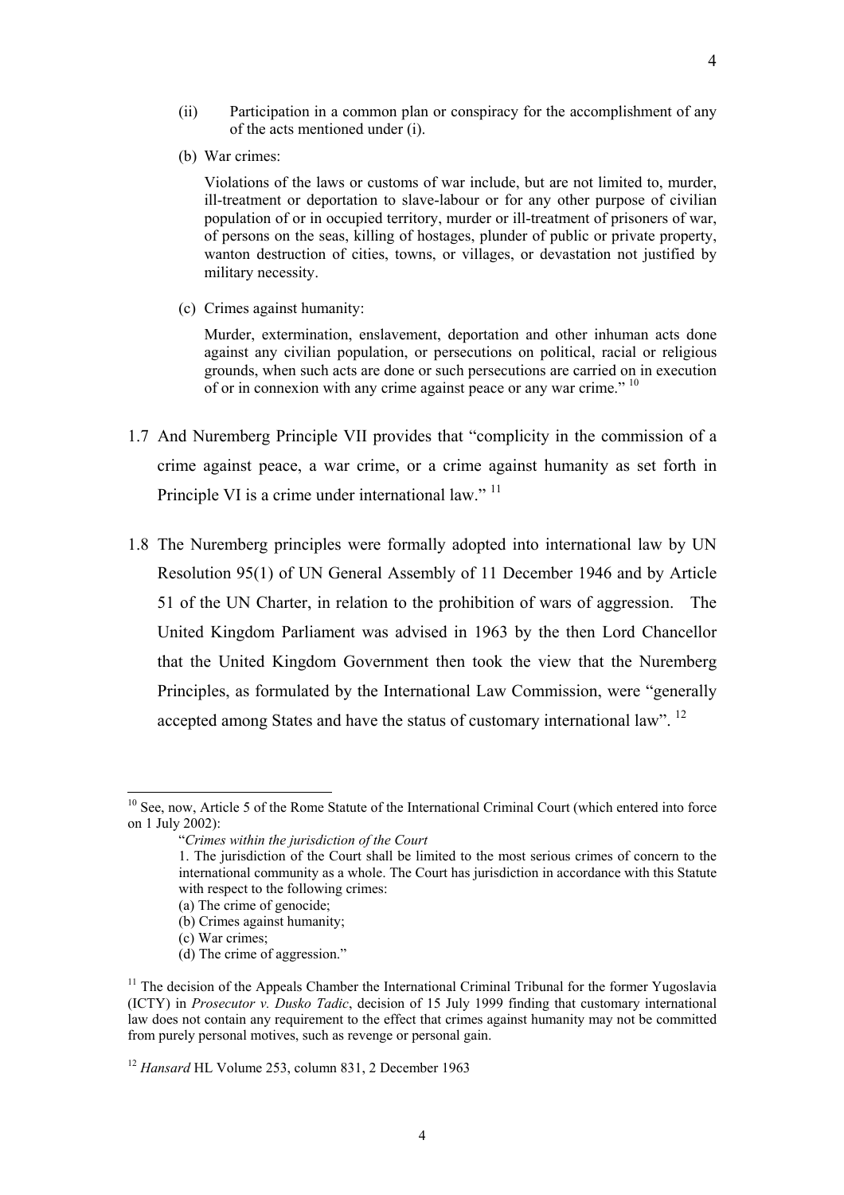(ii) Participation in a common plan or conspiracy for the accomplishment of any of the acts mentioned under (i).

(b) War crimes:

Violations of the laws or customs of war include, but are not limited to, murder, ill-treatment or deportation to slave-labour or for any other purpose of civilian population of or in occupied territory, murder or ill-treatment of prisoners of war, of persons on the seas, killing of hostages, plunder of public or private property, wanton destruction of cities, towns, or villages, or devastation not justified by military necessity.

(c) Crimes against humanity:

Murder, extermination, enslavement, deportation and other inhuman acts done against any civilian population, or persecutions on political, racial or religious grounds, when such acts are done or such persecutions are carried on in execution of or in connexion with any crime against peace or any war crime." [10]

1.7 And Nuremberg Principle VII provides that "complicity in the commission of a crime against peace, a war crime, or a crime against humanity as set forth in Principle VI is a crime under international law." [11]

1.8 The Nuremberg principles were formally adopted into international law by UN Resolution 95(1) of UN General Assembly of 11 December 1946 and by Article 51 of the UN Charter, in relation to the prohibition of wars of aggression. The United Kingdom Parliament was advised in 1963 by the then Lord Chancellor that the United Kingdom Government then took the view that the Nuremberg Principles, as formulated by the International Law Commission, were "generally accepted among States and have the status of customary international law". [12]

---

[10] See, now, Article 5 of the Rome Statute of the International Criminal Court (which entered into force on 1 July 2002):

"*Crimes within the jurisdiction of the Court*

1. The jurisdiction of the Court shall be limited to the most serious crimes of concern to the international community as a whole. The Court has jurisdiction in accordance with this Statute with respect to the following crimes:

(a) The crime of genocide;

(b) Crimes against humanity;

(c) War crimes;

(d) The crime of aggression."

[11] The decision of the Appeals Chamber the International Criminal Tribunal for the former Yugoslavia (ICTY) in *Prosecutor v. Dusko Tadic*, decision of 15 July 1999 finding that customary international law does not contain any requirement to the effect that crimes against humanity may not be committed from purely personal motives, such as revenge or personal gain.

[12] *Hansard* HL Volume 253, column 831, 2 December 1963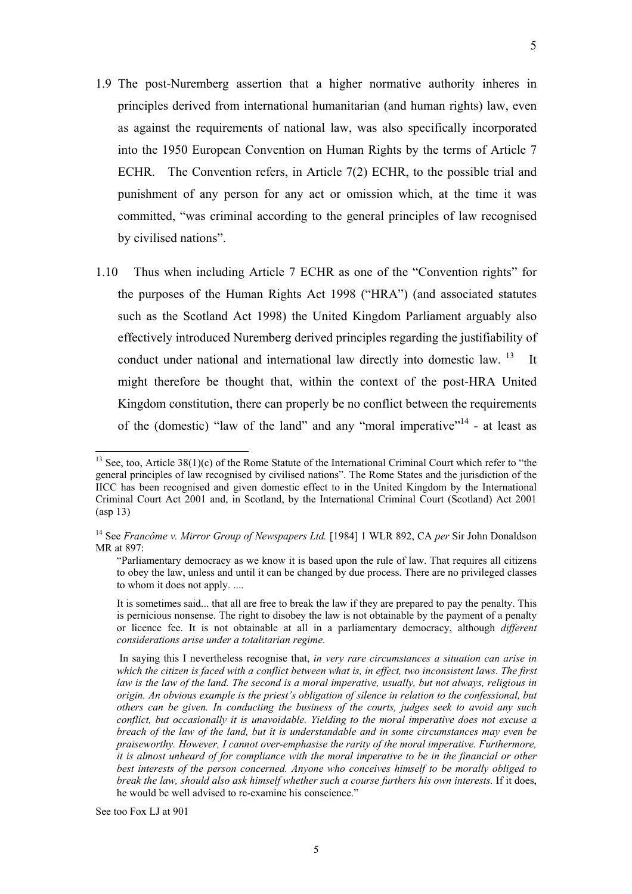1.9 The post-Nuremberg assertion that a higher normative authority inheres in principles derived from international humanitarian (and human rights) law, even as against the requirements of national law, was also specifically incorporated into the 1950 European Convention on Human Rights by the terms of Article 7 ECHR. The Convention refers, in Article 7(2) ECHR, to the possible trial and punishment of any person for any act or omission which, at the time it was committed, "was criminal according to the general principles of law recognised by civilised nations".

1.10 Thus when including Article 7 ECHR as one of the "Convention rights" for the purposes of the Human Rights Act 1998 ("HRA") (and associated statutes such as the Scotland Act 1998) the United Kingdom Parliament arguably also effectively introduced Nuremberg derived principles regarding the justifiability of conduct under national and international law directly into domestic law. [13] It might therefore be thought that, within the context of the post-HRA United Kingdom constitution, there can properly be no conflict between the requirements of the (domestic) "law of the land" and any "moral imperative"[14] - at least as

---

[13] See, too, Article 38(1)(c) of the Rome Statute of the International Criminal Court which refer to "the general principles of law recognised by civilised nations". The Rome States and the jurisdiction of the IICC has been recognised and given domestic effect to in the United Kingdom by the International Criminal Court Act 2001 and, in Scotland, by the International Criminal Court (Scotland) Act 2001 (asp 13)

[14] See *Francôme v. Mirror Group of Newspapers Ltd.* [1984] 1 WLR 892, CA *per* Sir John Donaldson MR at 897:

> "Parliamentary democracy as we know it is based upon the rule of law. That requires all citizens to obey the law, unless and until it can be changed by due process. There are no privileged classes to whom it does not apply. ....
>
> It is sometimes said... that all are free to break the law if they are prepared to pay the penalty. This is pernicious nonsense. The right to disobey the law is not obtainable by the payment of a penalty or licence fee. It is not obtainable at all in a parliamentary democracy, although *different considerations arise under a totalitarian regime*.
>
> In saying this I nevertheless recognise that, *in very rare circumstances a situation can arise in which the citizen is faced with a conflict between what is, in effect, two inconsistent laws. The first law is the law of the land. The second is a moral imperative, usually, but not always, religious in origin. An obvious example is the priest's obligation of silence in relation to the confessional, but others can be given. In conducting the business of the courts, judges seek to avoid any such conflict, but occasionally it is unavoidable. Yielding to the moral imperative does not excuse a breach of the law of the land, but it is understandable and in some circumstances may even be praiseworthy. However, I cannot over-emphasise the rarity of the moral imperative. Furthermore, it is almost unheard of for compliance with the moral imperative to be in the financial or other best interests of the person concerned. Anyone who conceives himself to be morally obliged to break the law, should also ask himself whether such a course furthers his own interests.* If it does, he would be well advised to re-examine his conscience."

See too Fox LJ at 901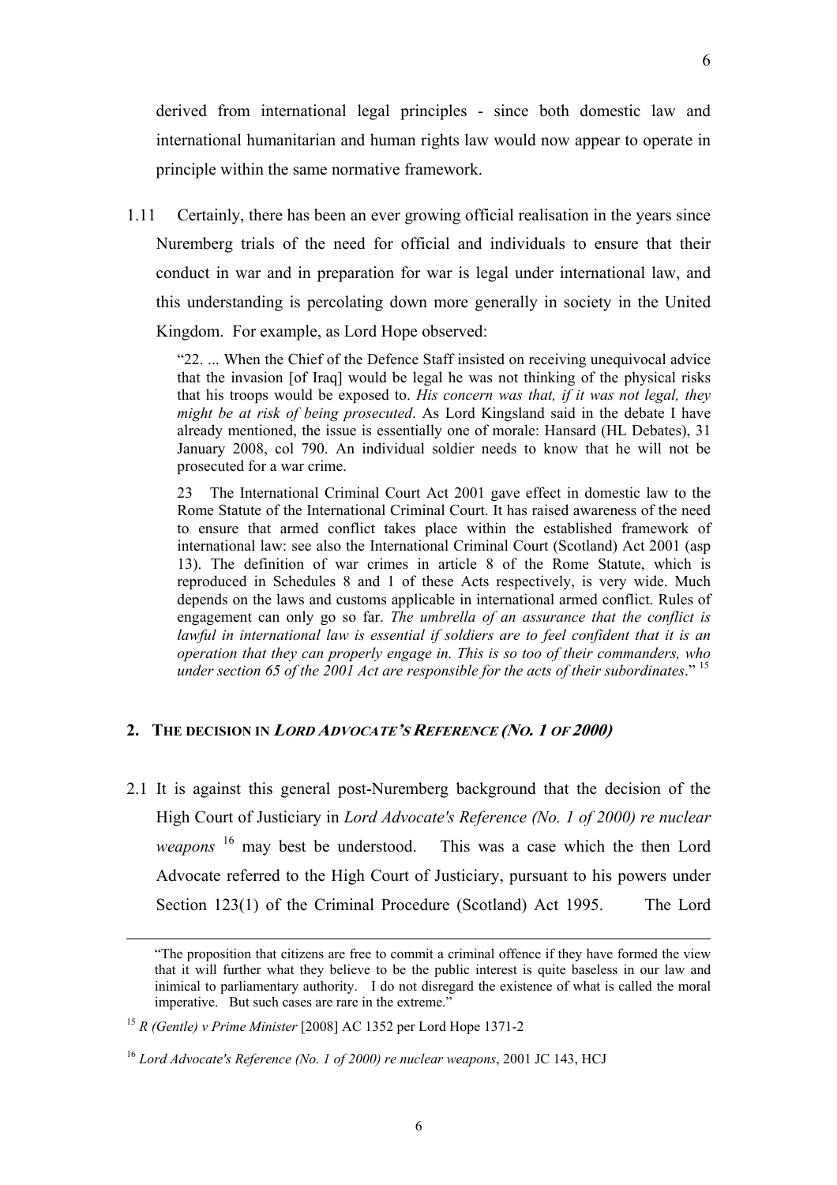derived from international legal principles - since both domestic law and international humanitarian and human rights law would now appear to operate in principle within the same normative framework.

1.11 Certainly, there has been an ever growing official realisation in the years since Nuremberg trials of the need for official and individuals to ensure that their conduct in war and in preparation for war is legal under international law, and this understanding is percolating down more generally in society in the United Kingdom. For example, as Lord Hope observed:

> "22. ... When the Chief of the Defence Staff insisted on receiving unequivocal advice that the invasion [of Iraq] would be legal he was not thinking of the physical risks that his troops would be exposed to. *His concern was that, if it was not legal, they might be at risk of being prosecuted*. As Lord Kingsland said in the debate I have already mentioned, the issue is essentially one of morale: Hansard (HL Debates), 31 January 2008, col 790. An individual soldier needs to know that he will not be prosecuted for a war crime.
>
> 23 The International Criminal Court Act 2001 gave effect in domestic law to the Rome Statute of the International Criminal Court. It has raised awareness of the need to ensure that armed conflict takes place within the established framework of international law: see also the International Criminal Court (Scotland) Act 2001 (asp 13). The definition of war crimes in article 8 of the Rome Statute, which is reproduced in Schedules 8 and 1 of these Acts respectively, is very wide. Much depends on the laws and customs applicable in international armed conflict. Rules of engagement can only go so far. *The umbrella of an assurance that the conflict is lawful in international law is essential if soldiers are to feel confident that it is an operation that they can properly engage in. This is so too of their commanders, who under section 65 of the 2001 Act are responsible for the acts of their subordinates*." [15]

## 2. THE DECISION IN *LORD ADVOCATE'S REFERENCE (NO. 1 OF 2000)*

2.1 It is against this general post-Nuremberg background that the decision of the High Court of Justiciary in *Lord Advocate's Reference (No. 1 of 2000) re nuclear weapons* [16] may best be understood. This was a case which the then Lord Advocate referred to the High Court of Justiciary, pursuant to his powers under Section 123(1) of the Criminal Procedure (Scotland) Act 1995. The Lord

---

"The proposition that citizens are free to commit a criminal offence if they have formed the view that it will further what they believe to be the public interest is quite baseless in our law and inimical to parliamentary authority. I do not disregard the existence of what is called the moral imperative. But such cases are rare in the extreme."

[15] *R (Gentle) v Prime Minister* [2008] AC 1352 per Lord Hope 1371-2

[16] *Lord Advocate's Reference (No. 1 of 2000) re nuclear weapons*, 2001 JC 143, HCJ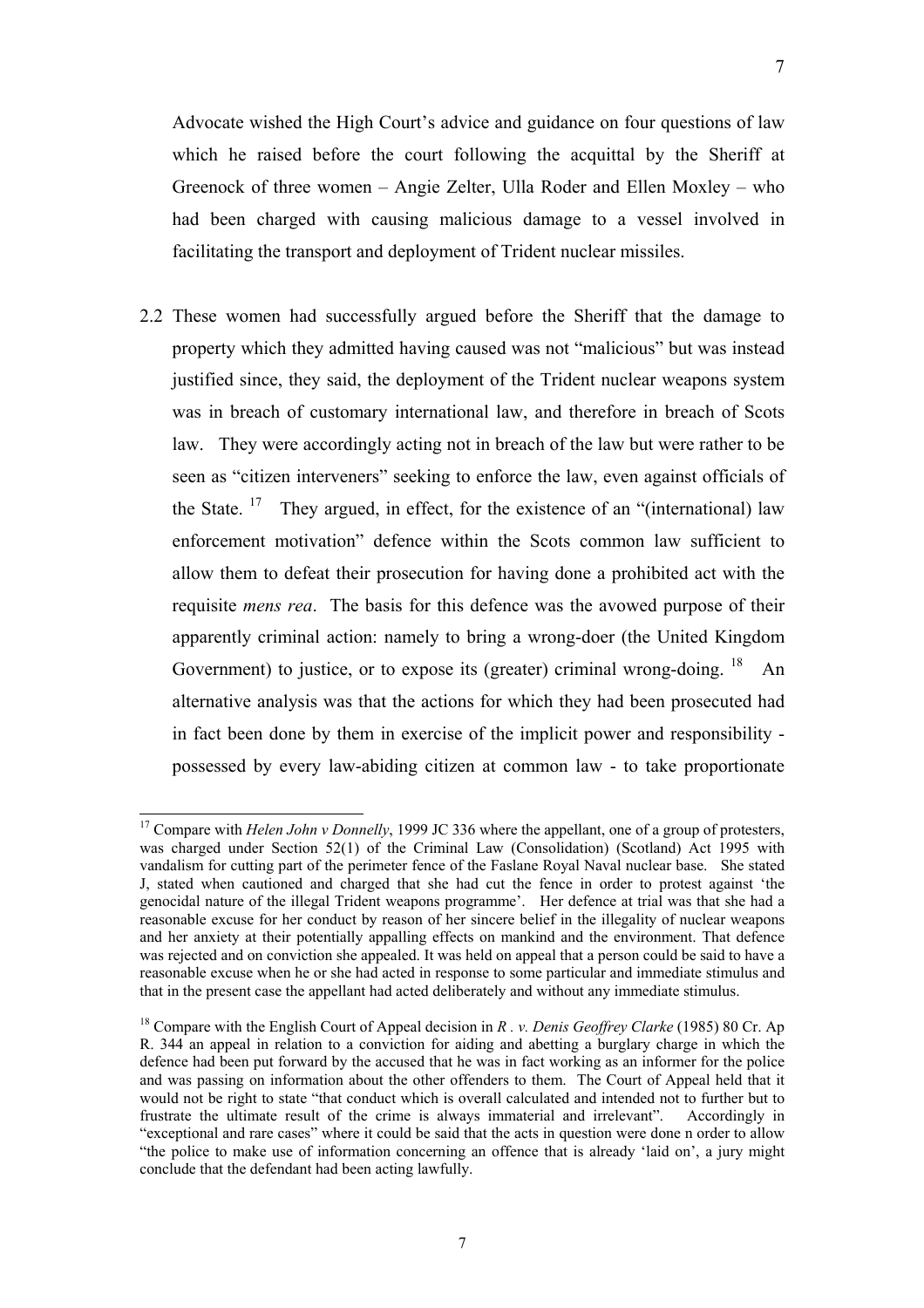Advocate wished the High Court's advice and guidance on four questions of law which he raised before the court following the acquittal by the Sheriff at Greenock of three women – Angie Zelter, Ulla Roder and Ellen Moxley – who had been charged with causing malicious damage to a vessel involved in facilitating the transport and deployment of Trident nuclear missiles.

2.2 These women had successfully argued before the Sheriff that the damage to property which they admitted having caused was not "malicious" but was instead justified since, they said, the deployment of the Trident nuclear weapons system was in breach of customary international law, and therefore in breach of Scots law. They were accordingly acting not in breach of the law but were rather to be seen as "citizen interveners" seeking to enforce the law, even against officials of the State. [17] They argued, in effect, for the existence of an "(international) law enforcement motivation" defence within the Scots common law sufficient to allow them to defeat their prosecution for having done a prohibited act with the requisite *mens rea*. The basis for this defence was the avowed purpose of their apparently criminal action: namely to bring a wrong-doer (the United Kingdom Government) to justice, or to expose its (greater) criminal wrong-doing. [18] An alternative analysis was that the actions for which they had been prosecuted had in fact been done by them in exercise of the implicit power and responsibility - possessed by every law-abiding citizen at common law - to take proportionate

---

[17] Compare with *Helen John v Donnelly*, 1999 JC 336 where the appellant, one of a group of protesters, was charged under Section 52(1) of the Criminal Law (Consolidation) (Scotland) Act 1995 with vandalism for cutting part of the perimeter fence of the Faslane Royal Naval nuclear base. She stated J, stated when cautioned and charged that she had cut the fence in order to protest against 'the genocidal nature of the illegal Trident weapons programme'. Her defence at trial was that she had a reasonable excuse for her conduct by reason of her sincere belief in the illegality of nuclear weapons and her anxiety at their potentially appalling effects on mankind and the environment. That defence was rejected and on conviction she appealed. It was held on appeal that a person could be said to have a reasonable excuse when he or she had acted in response to some particular and immediate stimulus and that in the present case the appellant had acted deliberately and without any immediate stimulus.

[18] Compare with the English Court of Appeal decision in *R . v. Denis Geoffrey Clarke* (1985) 80 Cr. Ap R. 344 an appeal in relation to a conviction for aiding and abetting a burglary charge in which the defence had been put forward by the accused that he was in fact working as an informer for the police and was passing on information about the other offenders to them. The Court of Appeal held that it would not be right to state "that conduct which is overall calculated and intended not to further but to frustrate the ultimate result of the crime is always immaterial and irrelevant". Accordingly in "exceptional and rare cases" where it could be said that the acts in question were done n order to allow "the police to make use of information concerning an offence that is already 'laid on', a jury might conclude that the defendant had been acting lawfully.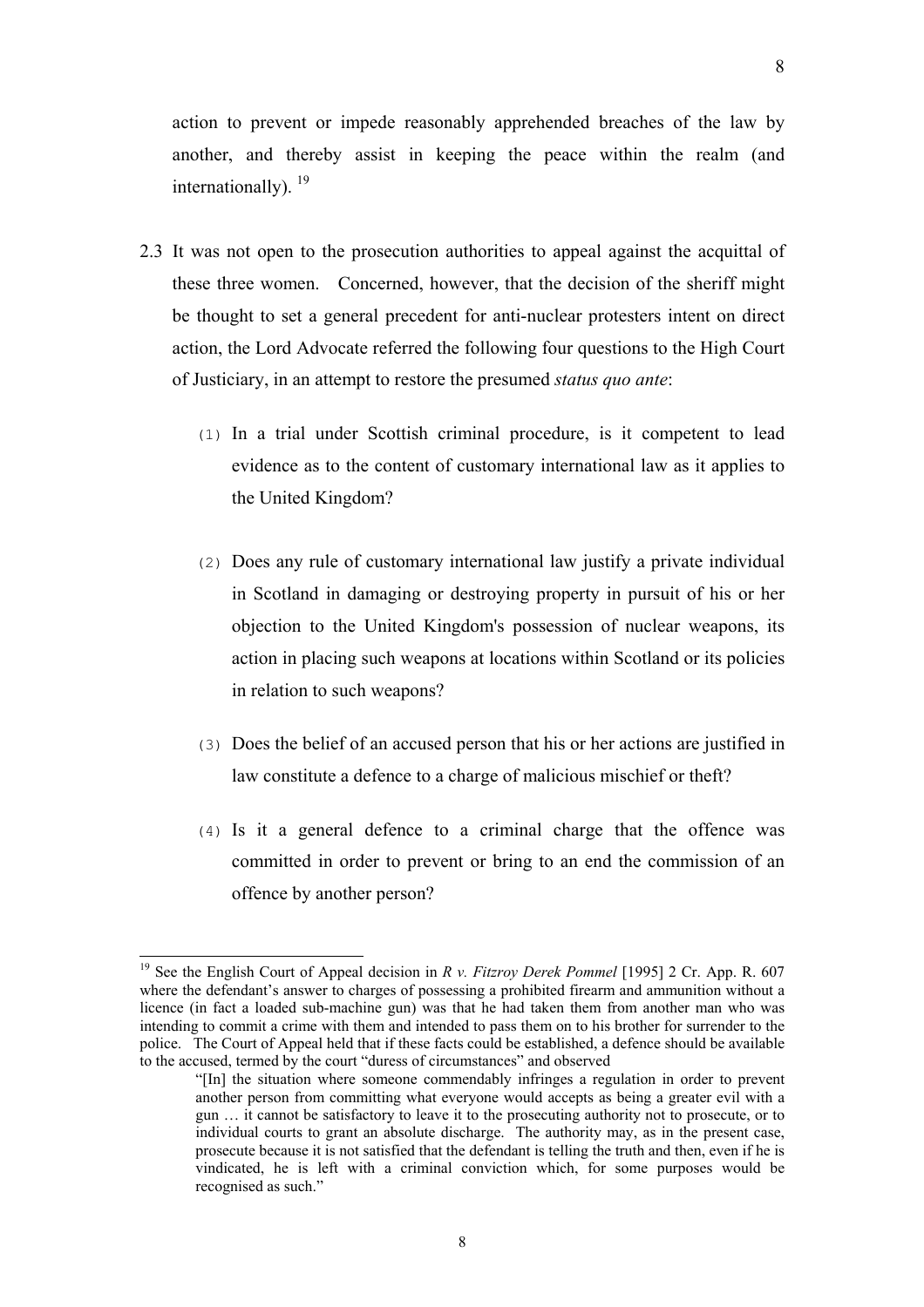action to prevent or impede reasonably apprehended breaches of the law by another, and thereby assist in keeping the peace within the realm (and internationally). [19]

2.3 It was not open to the prosecution authorities to appeal against the acquittal of these three women. Concerned, however, that the decision of the sheriff might be thought to set a general precedent for anti-nuclear protesters intent on direct action, the Lord Advocate referred the following four questions to the High Court of Justiciary, in an attempt to restore the presumed *status quo ante*:

(1) In a trial under Scottish criminal procedure, is it competent to lead evidence as to the content of customary international law as it applies to the United Kingdom?

(2) Does any rule of customary international law justify a private individual in Scotland in damaging or destroying property in pursuit of his or her objection to the United Kingdom's possession of nuclear weapons, its action in placing such weapons at locations within Scotland or its policies in relation to such weapons?

(3) Does the belief of an accused person that his or her actions are justified in law constitute a defence to a charge of malicious mischief or theft?

(4) Is it a general defence to a criminal charge that the offence was committed in order to prevent or bring to an end the commission of an offence by another person?

---

[19] See the English Court of Appeal decision in *R v. Fitzroy Derek Pommel* [1995] 2 Cr. App. R. 607 where the defendant's answer to charges of possessing a prohibited firearm and ammunition without a licence (in fact a loaded sub-machine gun) was that he had taken them from another man who was intending to commit a crime with them and intended to pass them on to his brother for surrender to the police. The Court of Appeal held that if these facts could be established, a defence should be available to the accused, termed by the court "duress of circumstances" and observed

> "[In] the situation where someone commendably infringes a regulation in order to prevent another person from committing what everyone would accepts as being a greater evil with a gun … it cannot be satisfactory to leave it to the prosecuting authority not to prosecute, or to individual courts to grant an absolute discharge. The authority may, as in the present case, prosecute because it is not satisfied that the defendant is telling the truth and then, even if he is vindicated, he is left with a criminal conviction which, for some purposes would be recognised as such."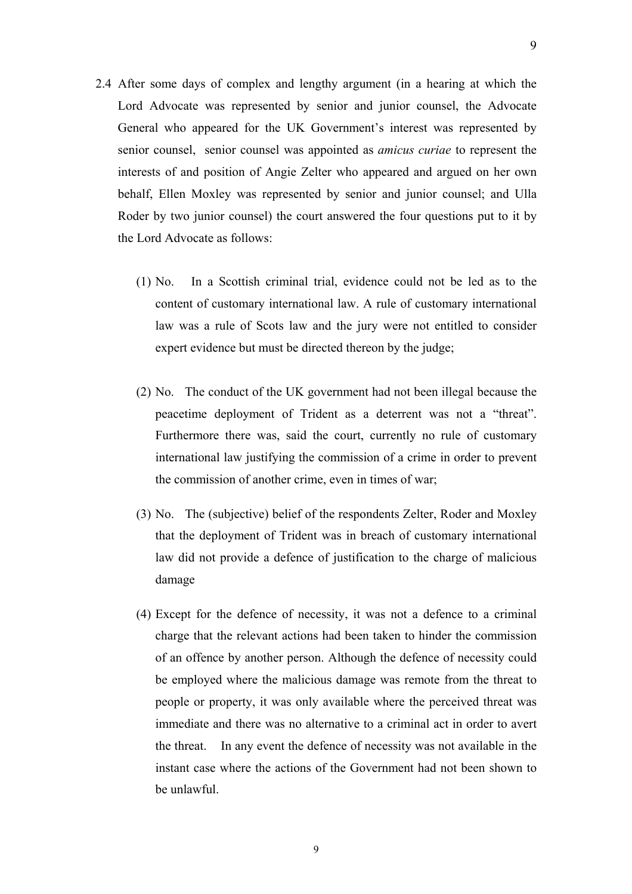2.4 After some days of complex and lengthy argument (in a hearing at which the Lord Advocate was represented by senior and junior counsel, the Advocate General who appeared for the UK Government's interest was represented by senior counsel, senior counsel was appointed as *amicus curiae* to represent the interests of and position of Angie Zelter who appeared and argued on her own behalf, Ellen Moxley was represented by senior and junior counsel; and Ulla Roder by two junior counsel) the court answered the four questions put to it by the Lord Advocate as follows:

   (1) No. In a Scottish criminal trial, evidence could not be led as to the content of customary international law. A rule of customary international law was a rule of Scots law and the jury were not entitled to consider expert evidence but must be directed thereon by the judge;

   (2) No. The conduct of the UK government had not been illegal because the peacetime deployment of Trident as a deterrent was not a "threat". Furthermore there was, said the court, currently no rule of customary international law justifying the commission of a crime in order to prevent the commission of another crime, even in times of war;

   (3) No. The (subjective) belief of the respondents Zelter, Roder and Moxley that the deployment of Trident was in breach of customary international law did not provide a defence of justification to the charge of malicious damage

   (4) Except for the defence of necessity, it was not a defence to a criminal charge that the relevant actions had been taken to hinder the commission of an offence by another person. Although the defence of necessity could be employed where the malicious damage was remote from the threat to people or property, it was only available where the perceived threat was immediate and there was no alternative to a criminal act in order to avert the threat. In any event the defence of necessity was not available in the instant case where the actions of the Government had not been shown to be unlawful.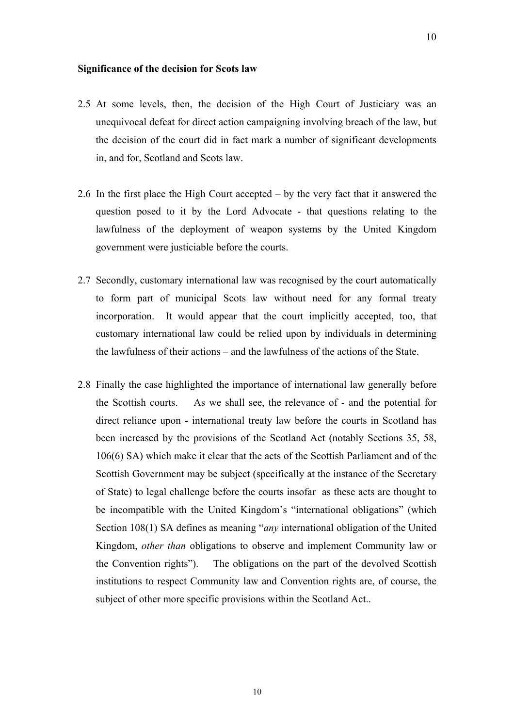**Significance of the decision for Scots law**

2.5 At some levels, then, the decision of the High Court of Justiciary was an unequivocal defeat for direct action campaigning involving breach of the law, but the decision of the court did in fact mark a number of significant developments in, and for, Scotland and Scots law.

2.6 In the first place the High Court accepted – by the very fact that it answered the question posed to it by the Lord Advocate - that questions relating to the lawfulness of the deployment of weapon systems by the United Kingdom government were justiciable before the courts.

2.7 Secondly, customary international law was recognised by the court automatically to form part of municipal Scots law without need for any formal treaty incorporation. It would appear that the court implicitly accepted, too, that customary international law could be relied upon by individuals in determining the lawfulness of their actions – and the lawfulness of the actions of the State.

2.8 Finally the case highlighted the importance of international law generally before the Scottish courts. As we shall see, the relevance of - and the potential for direct reliance upon - international treaty law before the courts in Scotland has been increased by the provisions of the Scotland Act (notably Sections 35, 58, 106(6) SA) which make it clear that the acts of the Scottish Parliament and of the Scottish Government may be subject (specifically at the instance of the Secretary of State) to legal challenge before the courts insofar as these acts are thought to be incompatible with the United Kingdom's "international obligations" (which Section 108(1) SA defines as meaning "*any* international obligation of the United Kingdom, *other than* obligations to observe and implement Community law or the Convention rights"). The obligations on the part of the devolved Scottish institutions to respect Community law and Convention rights are, of course, the subject of other more specific provisions within the Scotland Act..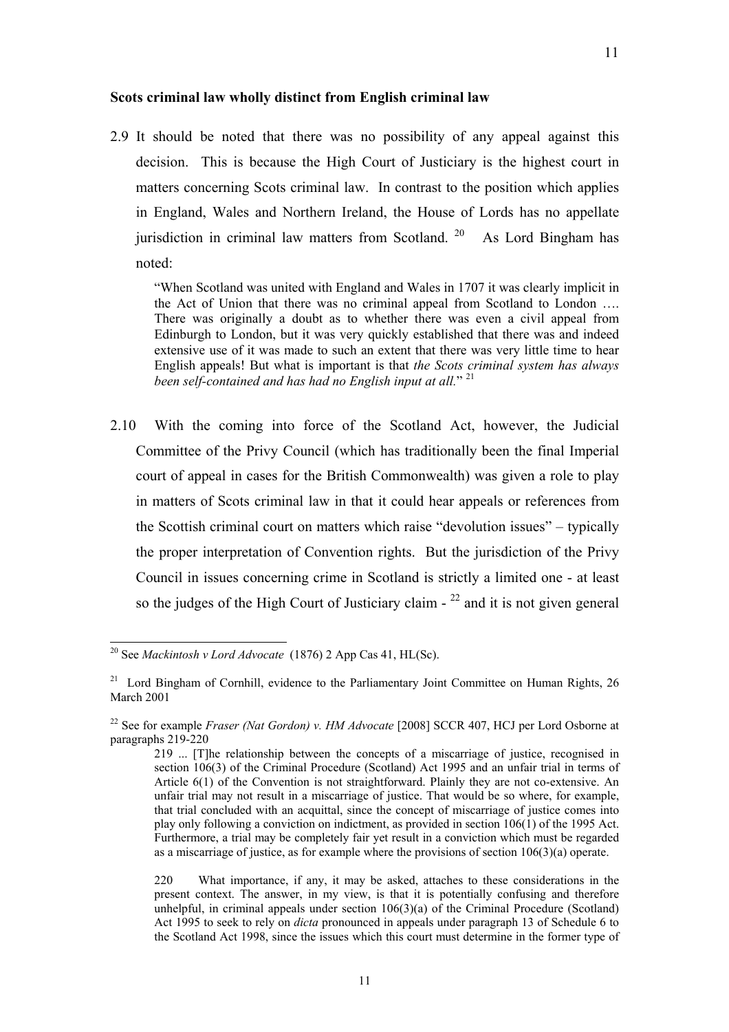**Scots criminal law wholly distinct from English criminal law**

2.9 It should be noted that there was no possibility of any appeal against this decision. This is because the High Court of Justiciary is the highest court in matters concerning Scots criminal law. In contrast to the position which applies in England, Wales and Northern Ireland, the House of Lords has no appellate jurisdiction in criminal law matters from Scotland. [20] As Lord Bingham has noted:

> "When Scotland was united with England and Wales in 1707 it was clearly implicit in the Act of Union that there was no criminal appeal from Scotland to London …. There was originally a doubt as to whether there was even a civil appeal from Edinburgh to London, but it was very quickly established that there was and indeed extensive use of it was made to such an extent that there was very little time to hear English appeals! But what is important is that *the Scots criminal system has always been self-contained and has had no English input at all.*" [21]

2.10 With the coming into force of the Scotland Act, however, the Judicial Committee of the Privy Council (which has traditionally been the final Imperial court of appeal in cases for the British Commonwealth) was given a role to play in matters of Scots criminal law in that it could hear appeals or references from the Scottish criminal court on matters which raise "devolution issues" – typically the proper interpretation of Convention rights. But the jurisdiction of the Privy Council in issues concerning crime in Scotland is strictly a limited one - at least so the judges of the High Court of Justiciary claim - [22] and it is not given general

---

[20] See *Mackintosh v Lord Advocate* (1876) 2 App Cas 41, HL(Sc).

[21] Lord Bingham of Cornhill, evidence to the Parliamentary Joint Committee on Human Rights, 26 March 2001

[22] See for example *Fraser (Nat Gordon) v. HM Advocate* [2008] SCCR 407, HCJ per Lord Osborne at paragraphs 219-220

> 219 ... [T]he relationship between the concepts of a miscarriage of justice, recognised in section 106(3) of the Criminal Procedure (Scotland) Act 1995 and an unfair trial in terms of Article 6(1) of the Convention is not straightforward. Plainly they are not co-extensive. An unfair trial may not result in a miscarriage of justice. That would be so where, for example, that trial concluded with an acquittal, since the concept of miscarriage of justice comes into play only following a conviction on indictment, as provided in section 106(1) of the 1995 Act. Furthermore, a trial may be completely fair yet result in a conviction which must be regarded as a miscarriage of justice, as for example where the provisions of section 106(3)(a) operate.
>
> 220 What importance, if any, it may be asked, attaches to these considerations in the present context. The answer, in my view, is that it is potentially confusing and therefore unhelpful, in criminal appeals under section 106(3)(a) of the Criminal Procedure (Scotland) Act 1995 to seek to rely on *dicta* pronounced in appeals under paragraph 13 of Schedule 6 to the Scotland Act 1998, since the issues which this court must determine in the former type of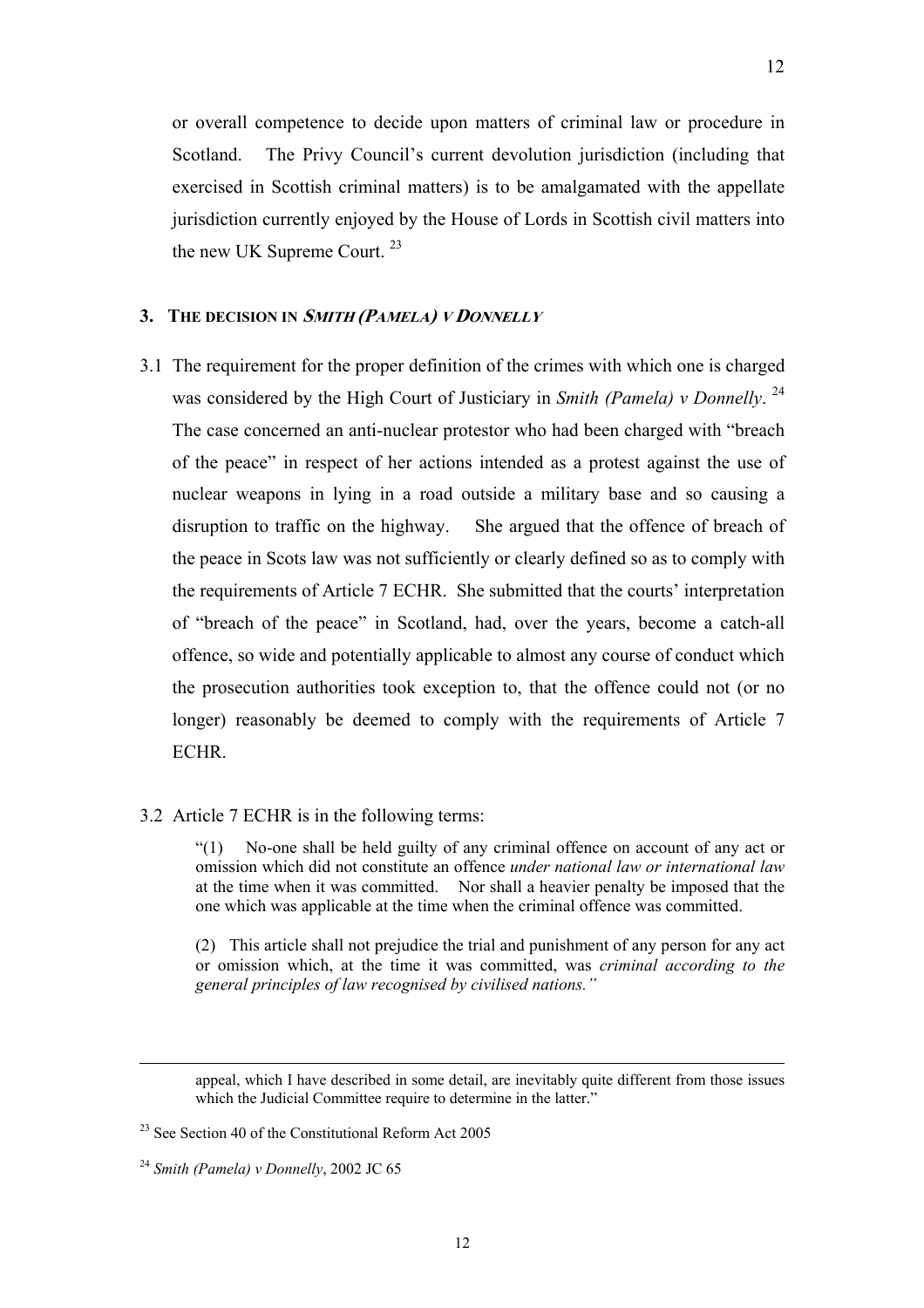or overall competence to decide upon matters of criminal law or procedure in Scotland. The Privy Council's current devolution jurisdiction (including that exercised in Scottish criminal matters) is to be amalgamated with the appellate jurisdiction currently enjoyed by the House of Lords in Scottish civil matters into the new UK Supreme Court. [23]

## 3. THE DECISION IN *SMITH (PAMELA) V DONNELLY*

3.1 The requirement for the proper definition of the crimes with which one is charged was considered by the High Court of Justiciary in *Smith (Pamela) v Donnelly*. [24] The case concerned an anti-nuclear protestor who had been charged with "breach of the peace" in respect of her actions intended as a protest against the use of nuclear weapons in lying in a road outside a military base and so causing a disruption to traffic on the highway. She argued that the offence of breach of the peace in Scots law was not sufficiently or clearly defined so as to comply with the requirements of Article 7 ECHR. She submitted that the courts' interpretation of "breach of the peace" in Scotland, had, over the years, become a catch-all offence, so wide and potentially applicable to almost any course of conduct which the prosecution authorities took exception to, that the offence could not (or no longer) reasonably be deemed to comply with the requirements of Article 7 ECHR.

3.2 Article 7 ECHR is in the following terms:

> "(1) No-one shall be held guilty of any criminal offence on account of any act or omission which did not constitute an offence *under national law or international law* at the time when it was committed. Nor shall a heavier penalty be imposed that the one which was applicable at the time when the criminal offence was committed.
>
> (2) This article shall not prejudice the trial and punishment of any person for any act or omission which, at the time it was committed, was *criminal according to the general principles of law recognised by civilised nations."*

---

appeal, which I have described in some detail, are inevitably quite different from those issues which the Judicial Committee require to determine in the latter."

[23] See Section 40 of the Constitutional Reform Act 2005

[24] *Smith (Pamela) v Donnelly*, 2002 JC 65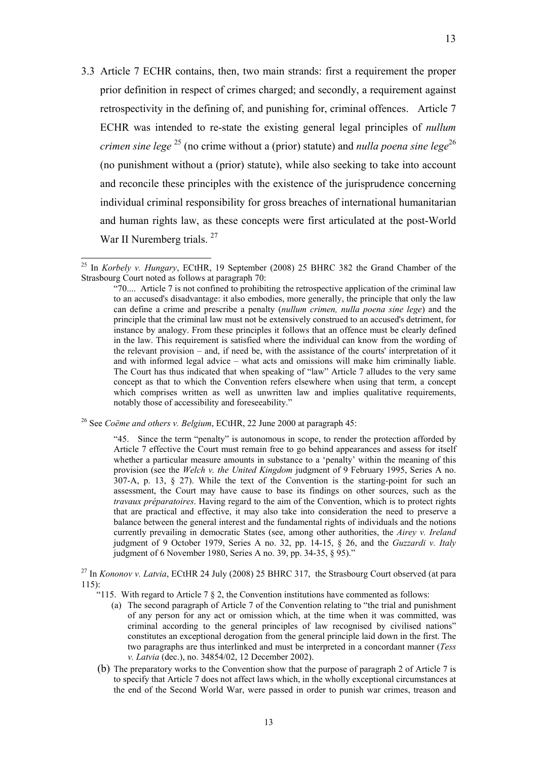3.3 Article 7 ECHR contains, then, two main strands: first a requirement the proper prior definition in respect of crimes charged; and secondly, a requirement against retrospectivity in the defining of, and punishing for, criminal offences. Article 7 ECHR was intended to re-state the existing general legal principles of *nullum crimen sine lege* [25] (no crime without a (prior) statute) and *nulla poena sine lege*[26] (no punishment without a (prior) statute), while also seeking to take into account and reconcile these principles with the existence of the jurisprudence concerning individual criminal responsibility for gross breaches of international humanitarian and human rights law, as these concepts were first articulated at the post-World War II Nuremberg trials. [27]

---

[25] In *Korbely v. Hungary*, ECtHR, 19 September (2008) 25 BHRC 382 the Grand Chamber of the Strasbourg Court noted as follows at paragraph 70:

> "70.... Article 7 is not confined to prohibiting the retrospective application of the criminal law to an accused's disadvantage: it also embodies, more generally, the principle that only the law can define a crime and prescribe a penalty (*nullum crimen, nulla poena sine lege*) and the principle that the criminal law must not be extensively construed to an accused's detriment, for instance by analogy. From these principles it follows that an offence must be clearly defined in the law. This requirement is satisfied where the individual can know from the wording of the relevant provision – and, if need be, with the assistance of the courts' interpretation of it and with informed legal advice – what acts and omissions will make him criminally liable. The Court has thus indicated that when speaking of "law" Article 7 alludes to the very same concept as that to which the Convention refers elsewhere when using that term, a concept which comprises written as well as unwritten law and implies qualitative requirements, notably those of accessibility and foreseeability."

[26] See *Coëme and others v. Belgium*, ECtHR, 22 June 2000 at paragraph 45:

> "45. Since the term "penalty" is autonomous in scope, to render the protection afforded by Article 7 effective the Court must remain free to go behind appearances and assess for itself whether a particular measure amounts in substance to a 'penalty' within the meaning of this provision (see the *Welch v. the United Kingdom* judgment of 9 February 1995, Series A no. 307-A, p. 13, § 27). While the text of the Convention is the starting-point for such an assessment, the Court may have cause to base its findings on other sources, such as the *travaux préparatoires*. Having regard to the aim of the Convention, which is to protect rights that are practical and effective, it may also take into consideration the need to preserve a balance between the general interest and the fundamental rights of individuals and the notions currently prevailing in democratic States (see, among other authorities, the *Airey v. Ireland* judgment of 9 October 1979, Series A no. 32, pp. 14-15, § 26, and the *Guzzardi v. Italy* judgment of 6 November 1980, Series A no. 39, pp. 34-35, § 95)."

[27] In *Kononov v. Latvia*, ECtHR 24 July (2008) 25 BHRC 317, the Strasbourg Court observed (at para 115):

> "115. With regard to Article 7 § 2, the Convention institutions have commented as follows:
>
> (a) The second paragraph of Article 7 of the Convention relating to "the trial and punishment of any person for any act or omission which, at the time when it was committed, was criminal according to the general principles of law recognised by civilised nations" constitutes an exceptional derogation from the general principle laid down in the first. The two paragraphs are thus interlinked and must be interpreted in a concordant manner (*Tess v. Latvia* (dec.), no. 34854/02, 12 December 2002).
>
> (b) The preparatory works to the Convention show that the purpose of paragraph 2 of Article 7 is to specify that Article 7 does not affect laws which, in the wholly exceptional circumstances at the end of the Second World War, were passed in order to punish war crimes, treason and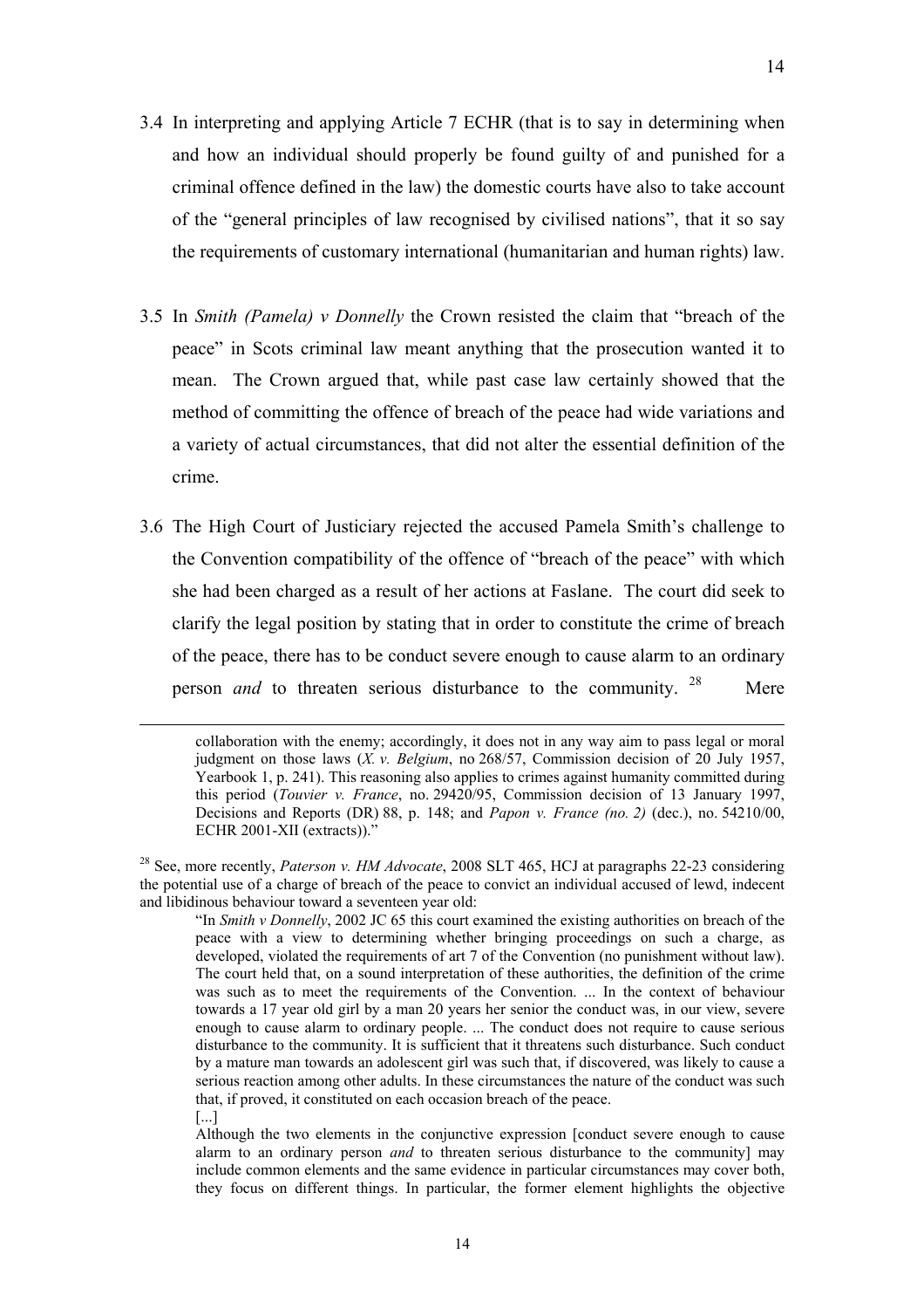3.4 In interpreting and applying Article 7 ECHR (that is to say in determining when and how an individual should properly be found guilty of and punished for a criminal offence defined in the law) the domestic courts have also to take account of the "general principles of law recognised by civilised nations", that it so say the requirements of customary international (humanitarian and human rights) law.

3.5 In *Smith (Pamela) v Donnelly* the Crown resisted the claim that "breach of the peace" in Scots criminal law meant anything that the prosecution wanted it to mean. The Crown argued that, while past case law certainly showed that the method of committing the offence of breach of the peace had wide variations and a variety of actual circumstances, that did not alter the essential definition of the crime.

3.6 The High Court of Justiciary rejected the accused Pamela Smith's challenge to the Convention compatibility of the offence of "breach of the peace" with which she had been charged as a result of her actions at Faslane. The court did seek to clarify the legal position by stating that in order to constitute the crime of breach of the peace, there has to be conduct severe enough to cause alarm to an ordinary person *and* to threaten serious disturbance to the community. [28] Mere

---

collaboration with the enemy; accordingly, it does not in any way aim to pass legal or moral judgment on those laws (*X. v. Belgium*, no 268/57, Commission decision of 20 July 1957, Yearbook 1, p. 241). This reasoning also applies to crimes against humanity committed during this period (*Touvier v. France*, no. 29420/95, Commission decision of 13 January 1997, Decisions and Reports (DR) 88, p. 148; and *Papon v. France (no. 2)* (dec.), no. 54210/00, ECHR 2001-XII (extracts))."

[28] See, more recently, *Paterson v. HM Advocate*, 2008 SLT 465, HCJ at paragraphs 22-23 considering the potential use of a charge of breach of the peace to convict an individual accused of lewd, indecent and libidinous behaviour toward a seventeen year old:

> "In *Smith v Donnelly*, 2002 JC 65 this court examined the existing authorities on breach of the peace with a view to determining whether bringing proceedings on such a charge, as developed, violated the requirements of art 7 of the Convention (no punishment without law). The court held that, on a sound interpretation of these authorities, the definition of the crime was such as to meet the requirements of the Convention. ... In the context of behaviour towards a 17 year old girl by a man 20 years her senior the conduct was, in our view, severe enough to cause alarm to ordinary people. ... The conduct does not require to cause serious disturbance to the community. It is sufficient that it threatens such disturbance. Such conduct by a mature man towards an adolescent girl was such that, if discovered, was likely to cause a serious reaction among other adults. In these circumstances the nature of the conduct was such that, if proved, it constituted on each occasion breach of the peace.
>
> [...]
>
> Although the two elements in the conjunctive expression [conduct severe enough to cause alarm to an ordinary person *and* to threaten serious disturbance to the community] may include common elements and the same evidence in particular circumstances may cover both, they focus on different things. In particular, the former element highlights the objective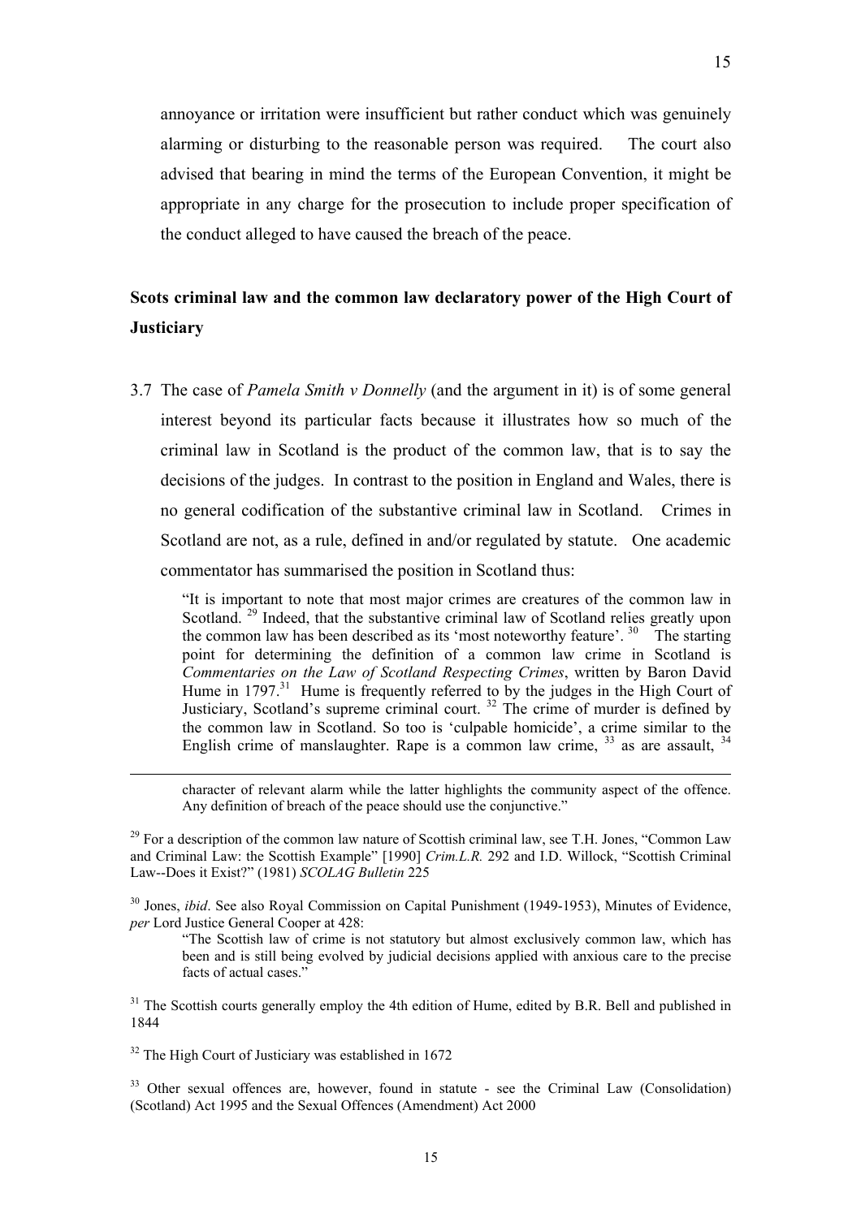annoyance or irritation were insufficient but rather conduct which was genuinely alarming or disturbing to the reasonable person was required. The court also advised that bearing in mind the terms of the European Convention, it might be appropriate in any charge for the prosecution to include proper specification of the conduct alleged to have caused the breach of the peace.

## Scots criminal law and the common law declaratory power of the High Court of Justiciary

3.7 The case of *Pamela Smith v Donnelly* (and the argument in it) is of some general interest beyond its particular facts because it illustrates how so much of the criminal law in Scotland is the product of the common law, that is to say the decisions of the judges. In contrast to the position in England and Wales, there is no general codification of the substantive criminal law in Scotland. Crimes in Scotland are not, as a rule, defined in and/or regulated by statute. One academic commentator has summarised the position in Scotland thus:

> "It is important to note that most major crimes are creatures of the common law in Scotland. [29] Indeed, that the substantive criminal law of Scotland relies greatly upon the common law has been described as its 'most noteworthy feature'. [30] The starting point for determining the definition of a common law crime in Scotland is *Commentaries on the Law of Scotland Respecting Crimes*, written by Baron David Hume in 1797.[31] Hume is frequently referred to by the judges in the High Court of Justiciary, Scotland's supreme criminal court. [32] The crime of murder is defined by the common law in Scotland. So too is 'culpable homicide', a crime similar to the English crime of manslaughter. Rape is a common law crime, [33] as are assault, [34]

---

character of relevant alarm while the latter highlights the community aspect of the offence. Any definition of breach of the peace should use the conjunctive."

[29] For a description of the common law nature of Scottish criminal law, see T.H. Jones, "Common Law and Criminal Law: the Scottish Example" [1990] *Crim.L.R.* 292 and I.D. Willock, "Scottish Criminal Law--Does it Exist?" (1981) *SCOLAG Bulletin* 225

[30] Jones, *ibid*. See also Royal Commission on Capital Punishment (1949-1953), Minutes of Evidence, *per* Lord Justice General Cooper at 428:

> "The Scottish law of crime is not statutory but almost exclusively common law, which has been and is still being evolved by judicial decisions applied with anxious care to the precise facts of actual cases."

[31] The Scottish courts generally employ the 4th edition of Hume, edited by B.R. Bell and published in 1844

[32] The High Court of Justiciary was established in 1672

[33] Other sexual offences are, however, found in statute - see the Criminal Law (Consolidation) (Scotland) Act 1995 and the Sexual Offences (Amendment) Act 2000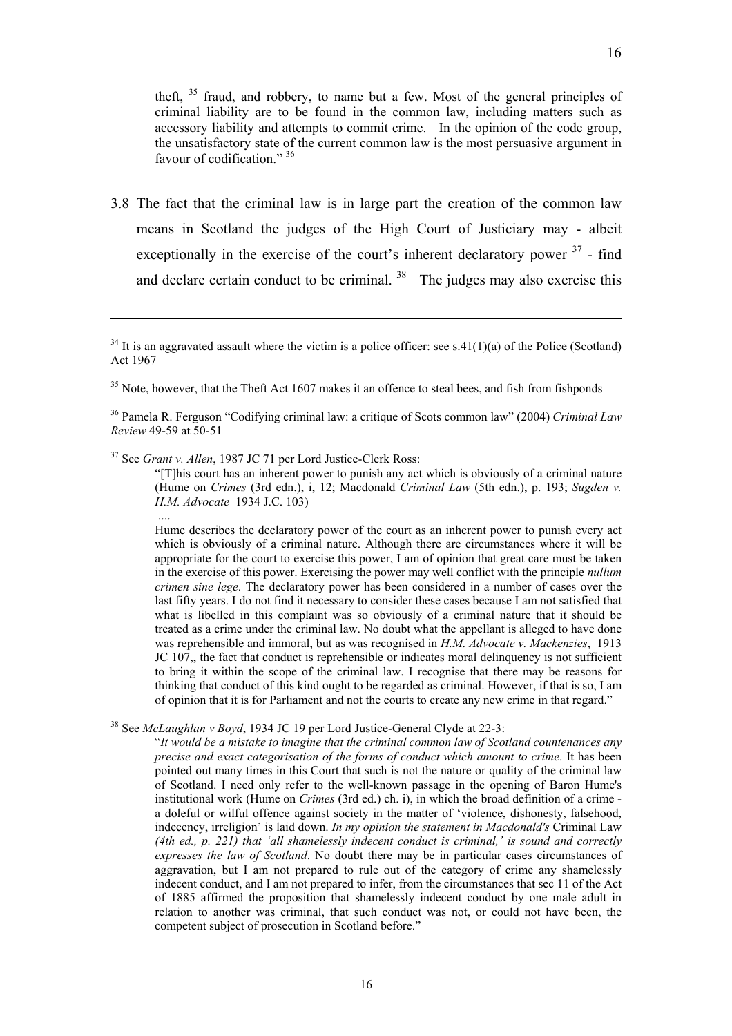theft, [35] fraud, and robbery, to name but a few. Most of the general principles of criminal liability are to be found in the common law, including matters such as accessory liability and attempts to commit crime. In the opinion of the code group, the unsatisfactory state of the current common law is the most persuasive argument in favour of codification." [36]

3.8 The fact that the criminal law is in large part the creation of the common law means in Scotland the judges of the High Court of Justiciary may - albeit exceptionally in the exercise of the court's inherent declaratory power [37] - find and declare certain conduct to be criminal. [38] The judges may also exercise this

---

[34] It is an aggravated assault where the victim is a police officer: see s.41(1)(a) of the Police (Scotland) Act 1967

[35] Note, however, that the Theft Act 1607 makes it an offence to steal bees, and fish from fishponds

[36] Pamela R. Ferguson "Codifying criminal law: a critique of Scots common law" (2004) *Criminal Law Review* 49-59 at 50-51

[37] See *Grant v. Allen*, 1987 JC 71 per Lord Justice-Clerk Ross:

> "[T]his court has an inherent power to punish any act which is obviously of a criminal nature (Hume on *Crimes* (3rd edn.), i, 12; Macdonald *Criminal Law* (5th edn.), p. 193; *Sugden v. H.M. Advocate* 1934 J.C. 103)
>
> ....
>
> Hume describes the declaratory power of the court as an inherent power to punish every act which is obviously of a criminal nature. Although there are circumstances where it will be appropriate for the court to exercise this power, I am of opinion that great care must be taken in the exercise of this power. Exercising the power may well conflict with the principle *nullum crimen sine lege*. The declaratory power has been considered in a number of cases over the last fifty years. I do not find it necessary to consider these cases because I am not satisfied that what is libelled in this complaint was so obviously of a criminal nature that it should be treated as a crime under the criminal law. No doubt what the appellant is alleged to have done was reprehensible and immoral, but as was recognised in *H.M. Advocate v. Mackenzies*, 1913 JC 107,, the fact that conduct is reprehensible or indicates moral delinquency is not sufficient to bring it within the scope of the criminal law. I recognise that there may be reasons for thinking that conduct of this kind ought to be regarded as criminal. However, if that is so, I am of opinion that it is for Parliament and not the courts to create any new crime in that regard."

[38] See *McLaughlan v Boyd*, 1934 JC 19 per Lord Justice-General Clyde at 22-3:

> "*It would be a mistake to imagine that the criminal common law of Scotland countenances any precise and exact categorisation of the forms of conduct which amount to crime*. It has been pointed out many times in this Court that such is not the nature or quality of the criminal law of Scotland. I need only refer to the well-known passage in the opening of Baron Hume's institutional work (Hume on *Crimes* (3rd ed.) ch. i), in which the broad definition of a crime - a doleful or wilful offence against society in the matter of 'violence, dishonesty, falsehood, indecency, irreligion' is laid down. *In my opinion the statement in Macdonald's* Criminal Law *(4th ed., p. 221) that 'all shamelessly indecent conduct is criminal,' is sound and correctly expresses the law of Scotland*. No doubt there may be in particular cases circumstances of aggravation, but I am not prepared to rule out of the category of crime any shamelessly indecent conduct, and I am not prepared to infer, from the circumstances that sec 11 of the Act of 1885 affirmed the proposition that shamelessly indecent conduct by one male adult in relation to another was criminal, that such conduct was not, or could not have been, the competent subject of prosecution in Scotland before."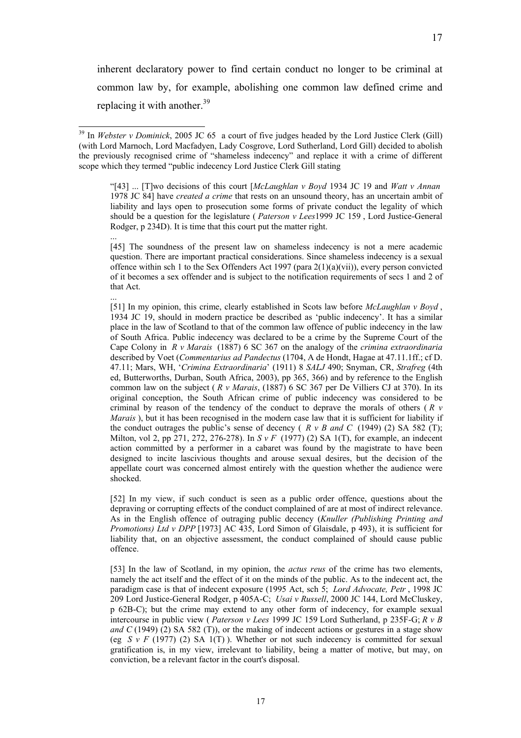inherent declaratory power to find certain conduct no longer to be criminal at common law by, for example, abolishing one common law defined crime and replacing it with another.[39]

---

[39] In *Webster v Dominick*, 2005 JC 65 a court of five judges headed by the Lord Justice Clerk (Gill) (with Lord Marnoch, Lord Macfadyen, Lady Cosgrove, Lord Sutherland, Lord Gill) decided to abolish the previously recognised crime of "shameless indecency" and replace it with a crime of different scope which they termed "public indecency Lord Justice Clerk Gill stating

> "[43] ... [T]wo decisions of this court [*McLaughlan v Boyd* 1934 JC 19 and *Watt v Annan* 1978 JC 84] have *created a crime* that rests on an unsound theory, has an uncertain ambit of liability and lays open to prosecution some forms of private conduct the legality of which should be a question for the legislature ( *Paterson v Lees*1999 JC 159 , Lord Justice-General Rodger, p 234D). It is time that this court put the matter right.
>
> ...
>
> [45] The soundness of the present law on shameless indecency is not a mere academic question. There are important practical considerations. Since shameless indecency is a sexual offence within sch 1 to the Sex Offenders Act 1997 (para 2(1)(a)(vii)), every person convicted of it becomes a sex offender and is subject to the notification requirements of secs 1 and 2 of that Act.
>
> ...
>
> [51] In my opinion, this crime, clearly established in Scots law before *McLaughlan v Boyd* , 1934 JC 19, should in modern practice be described as 'public indecency'. It has a similar place in the law of Scotland to that of the common law offence of public indecency in the law of South Africa. Public indecency was declared to be a crime by the Supreme Court of the Cape Colony in *R v Marais* (1887) 6 SC 367 on the analogy of the *crimina extraordinaria* described by Voet (*Commentarius ad Pandectus* (1704, A de Hondt, Hagae at 47.11.1ff.; cf D. 47.11; Mars, WH, '*Crimina Extraordinaria*' (1911) 8 *SALJ* 490; Snyman, CR, *Strafreg* (4th ed, Butterworths, Durban, South Africa, 2003), pp 365, 366) and by reference to the English common law on the subject ( *R v Marais*, (1887) 6 SC 367 per De Villiers CJ at 370). In its original conception, the South African crime of public indecency was considered to be criminal by reason of the tendency of the conduct to deprave the morals of others ( *R v Marais* ), but it has been recognised in the modern case law that it is sufficient for liability if the conduct outrages the public's sense of decency ( *R v B and C* (1949) (2) SA 582 (T); Milton, vol 2, pp 271, 272, 276-278). In *S v F* (1977) (2) SA 1(T), for example, an indecent action committed by a performer in a cabaret was found by the magistrate to have been designed to incite lascivious thoughts and arouse sexual desires, but the decision of the appellate court was concerned almost entirely with the question whether the audience were shocked.
>
> [52] In my view, if such conduct is seen as a public order offence, questions about the depraving or corrupting effects of the conduct complained of are at most of indirect relevance. As in the English offence of outraging public decency (*Knuller (Publishing Printing and Promotions) Ltd v DPP* [1973] AC 435, Lord Simon of Glaisdale, p 493), it is sufficient for liability that, on an objective assessment, the conduct complained of should cause public offence.
>
> [53] In the law of Scotland, in my opinion, the *actus reus* of the crime has two elements, namely the act itself and the effect of it on the minds of the public. As to the indecent act, the paradigm case is that of indecent exposure (1995 Act, sch 5; *Lord Advocate, Petr* , 1998 JC 209 Lord Justice-General Rodger, p 405A-C; *Usai v Russell*, 2000 JC 144, Lord McCluskey, p 62B-C); but the crime may extend to any other form of indecency, for example sexual intercourse in public view ( *Paterson v Lees* 1999 JC 159 Lord Sutherland, p 235F-G; *R v B and C* (1949) (2) SA 582 (T)), or the making of indecent actions or gestures in a stage show (eg *S v F* (1977) (2) SA 1(T) ). Whether or not such indecency is committed for sexual gratification is, in my view, irrelevant to liability, being a matter of motive, but may, on conviction, be a relevant factor in the court's disposal.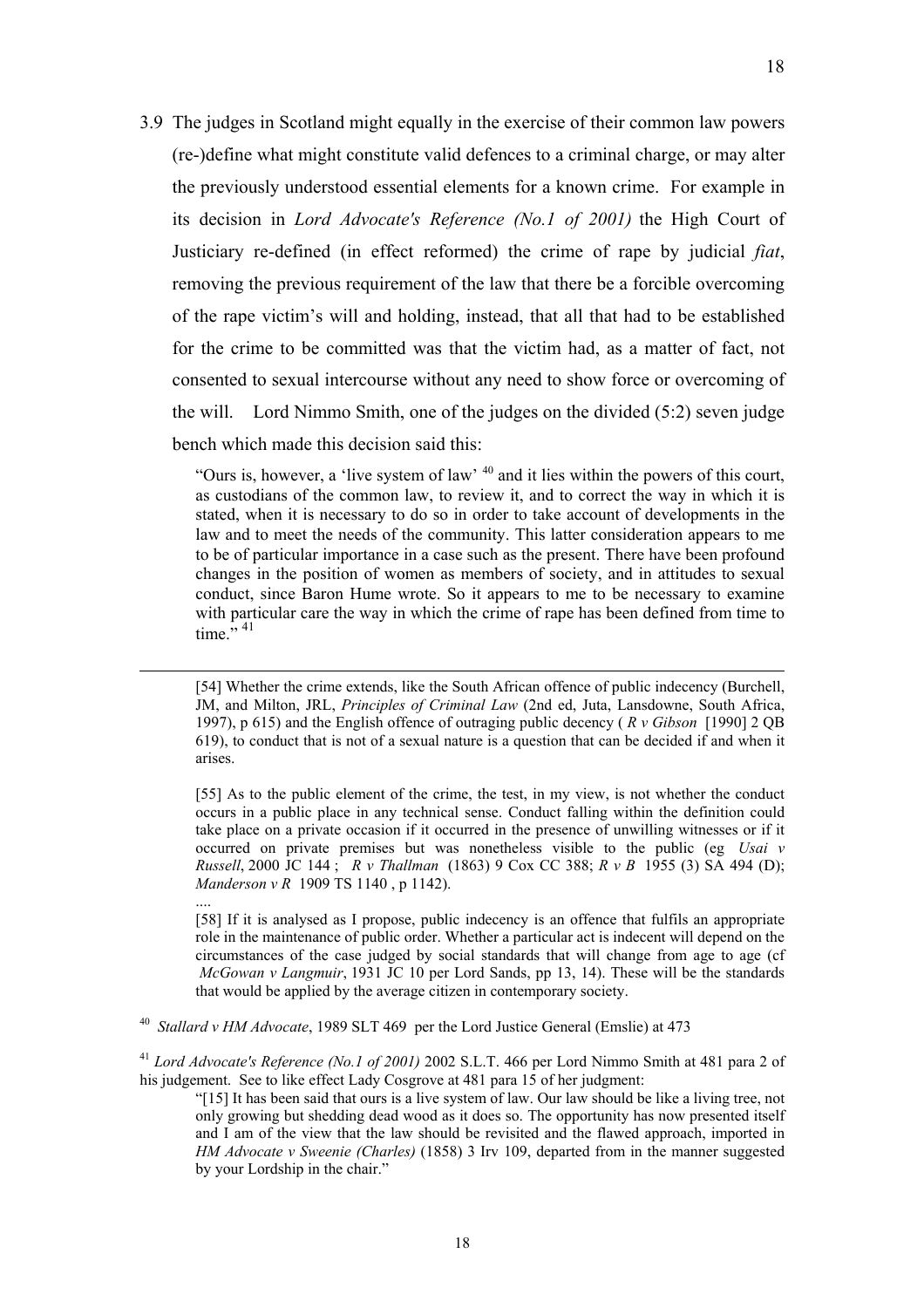3.9 The judges in Scotland might equally in the exercise of their common law powers (re-)define what might constitute valid defences to a criminal charge, or may alter the previously understood essential elements for a known crime. For example in its decision in *Lord Advocate's Reference (No.1 of 2001)* the High Court of Justiciary re-defined (in effect reformed) the crime of rape by judicial *fiat*, removing the previous requirement of the law that there be a forcible overcoming of the rape victim's will and holding, instead, that all that had to be established for the crime to be committed was that the victim had, as a matter of fact, not consented to sexual intercourse without any need to show force or overcoming of the will. Lord Nimmo Smith, one of the judges on the divided (5:2) seven judge bench which made this decision said this:

> "Ours is, however, a 'live system of law' [40] and it lies within the powers of this court, as custodians of the common law, to review it, and to correct the way in which it is stated, when it is necessary to do so in order to take account of developments in the law and to meet the needs of the community. This latter consideration appears to me to be of particular importance in a case such as the present. There have been profound changes in the position of women as members of society, and in attitudes to sexual conduct, since Baron Hume wrote. So it appears to me to be necessary to examine with particular care the way in which the crime of rape has been defined from time to time." [41]

---

> [54] Whether the crime extends, like the South African offence of public indecency (Burchell, JM, and Milton, JRL, *Principles of Criminal Law* (2nd ed, Juta, Lansdowne, South Africa, 1997), p 615) and the English offence of outraging public decency ( *R v Gibson* [1990] 2 QB 619), to conduct that is not of a sexual nature is a question that can be decided if and when it arises.
>
> [55] As to the public element of the crime, the test, in my view, is not whether the conduct occurs in a public place in any technical sense. Conduct falling within the definition could take place on a private occasion if it occurred in the presence of unwilling witnesses or if it occurred on private premises but was nonetheless visible to the public (eg *Usai v Russell*, 2000 JC 144 ; *R v Thallman* (1863) 9 Cox CC 388; *R v B* 1955 (3) SA 494 (D); *Manderson v R* 1909 TS 1140 , p 1142).
>
> ....
>
> [58] If it is analysed as I propose, public indecency is an offence that fulfils an appropriate role in the maintenance of public order. Whether a particular act is indecent will depend on the circumstances of the case judged by social standards that will change from age to age (cf *McGowan v Langmuir*, 1931 JC 10 per Lord Sands, pp 13, 14). These will be the standards that would be applied by the average citizen in contemporary society.

[40] *Stallard v HM Advocate*, 1989 SLT 469 per the Lord Justice General (Emslie) at 473

[41] *Lord Advocate's Reference (No.1 of 2001)* 2002 S.L.T. 466 per Lord Nimmo Smith at 481 para 2 of his judgement. See to like effect Lady Cosgrove at 481 para 15 of her judgment:

> "[15] It has been said that ours is a live system of law. Our law should be like a living tree, not only growing but shedding dead wood as it does so. The opportunity has now presented itself and I am of the view that the law should be revisited and the flawed approach, imported in *HM Advocate v Sweenie (Charles)* (1858) 3 Irv 109, departed from in the manner suggested by your Lordship in the chair."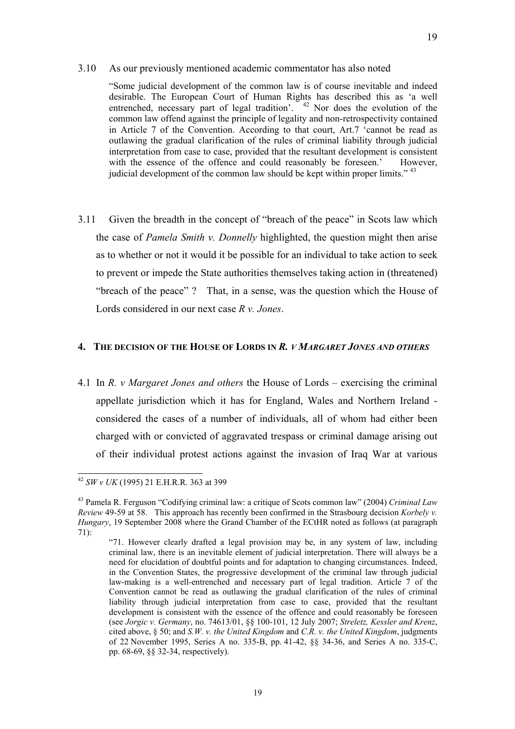3.10 As our previously mentioned academic commentator has also noted

> "Some judicial development of the common law is of course inevitable and indeed desirable. The European Court of Human Rights has described this as 'a well entrenched, necessary part of legal tradition'. [42] Nor does the evolution of the common law offend against the principle of legality and non-retrospectivity contained in Article 7 of the Convention. According to that court, Art.7 'cannot be read as outlawing the gradual clarification of the rules of criminal liability through judicial interpretation from case to case, provided that the resultant development is consistent with the essence of the offence and could reasonably be foreseen.' However, judicial development of the common law should be kept within proper limits." [43]

3.11 Given the breadth in the concept of "breach of the peace" in Scots law which the case of *Pamela Smith v. Donnelly* highlighted, the question might then arise as to whether or not it would it be possible for an individual to take action to seek to prevent or impede the State authorities themselves taking action in (threatened) "breach of the peace" ? That, in a sense, was the question which the House of Lords considered in our next case *R v. Jones*.

## 4. THE DECISION OF THE HOUSE OF LORDS IN *R. v MARGARET JONES AND OTHERS*

4.1 In *R. v Margaret Jones and others* the House of Lords – exercising the criminal appellate jurisdiction which it has for England, Wales and Northern Ireland - considered the cases of a number of individuals, all of whom had either been charged with or convicted of aggravated trespass or criminal damage arising out of their individual protest actions against the invasion of Iraq War at various

---

[42] *SW v UK* (1995) 21 E.H.R.R. 363 at 399

[43] Pamela R. Ferguson "Codifying criminal law: a critique of Scots common law" (2004) *Criminal Law Review* 49-59 at 58. This approach has recently been confirmed in the Strasbourg decision *Korbely v. Hungary*, 19 September 2008 where the Grand Chamber of the ECtHR noted as follows (at paragraph 71):

> "71. However clearly drafted a legal provision may be, in any system of law, including criminal law, there is an inevitable element of judicial interpretation. There will always be a need for elucidation of doubtful points and for adaptation to changing circumstances. Indeed, in the Convention States, the progressive development of the criminal law through judicial law-making is a well-entrenched and necessary part of legal tradition. Article 7 of the Convention cannot be read as outlawing the gradual clarification of the rules of criminal liability through judicial interpretation from case to case, provided that the resultant development is consistent with the essence of the offence and could reasonably be foreseen (see *Jorgic v. Germany*, no. 74613/01, §§ 100-101, 12 July 2007; *Streletz, Kessler and Krenz*, cited above, § 50; and *S.W. v. the United Kingdom* and *C.R. v. the United Kingdom*, judgments of 22 November 1995, Series A no. 335-B, pp. 41-42, §§ 34-36, and Series A no. 335-C, pp. 68-69, §§ 32-34, respectively).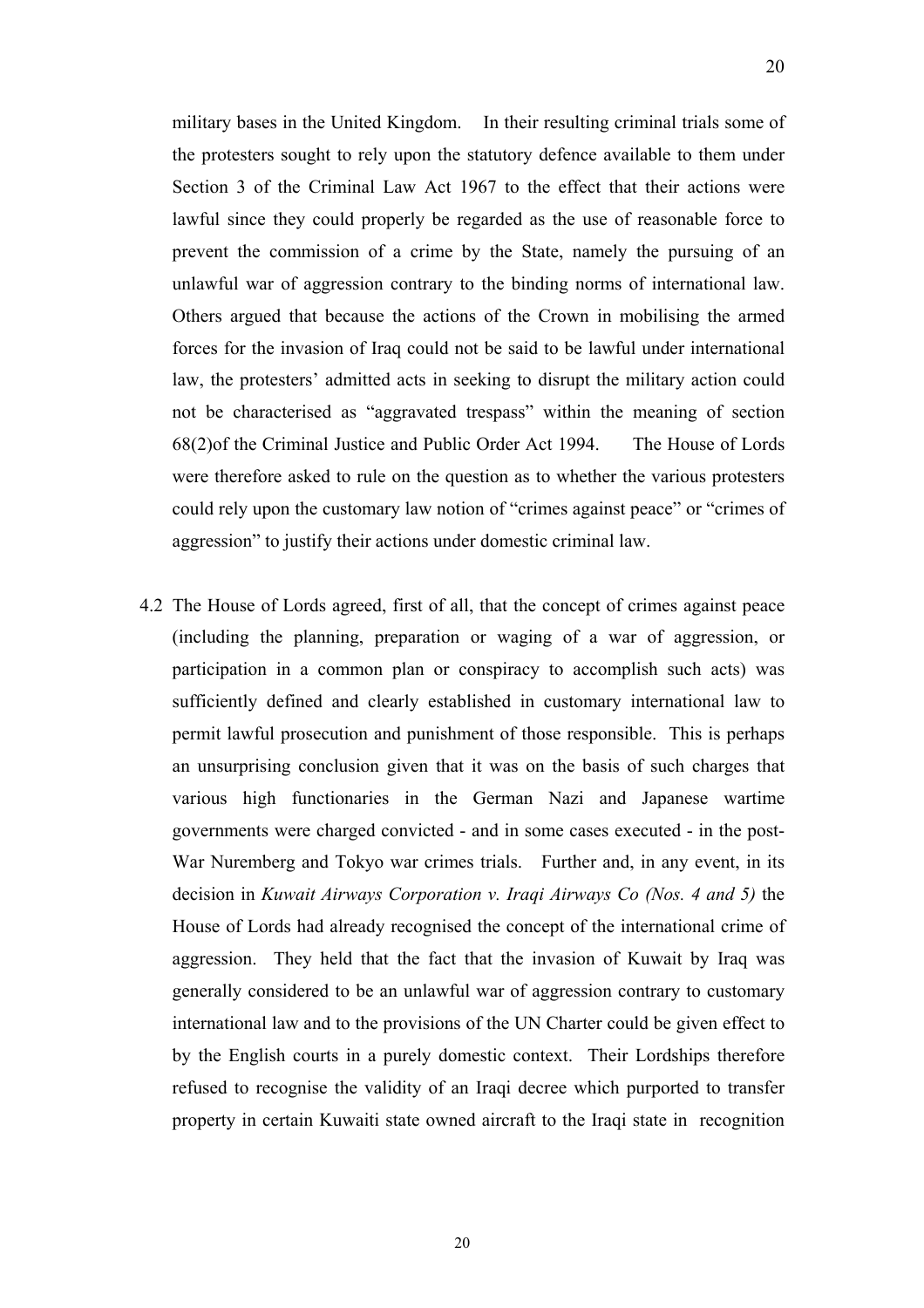military bases in the United Kingdom. In their resulting criminal trials some of the protesters sought to rely upon the statutory defence available to them under Section 3 of the Criminal Law Act 1967 to the effect that their actions were lawful since they could properly be regarded as the use of reasonable force to prevent the commission of a crime by the State, namely the pursuing of an unlawful war of aggression contrary to the binding norms of international law. Others argued that because the actions of the Crown in mobilising the armed forces for the invasion of Iraq could not be said to be lawful under international law, the protesters' admitted acts in seeking to disrupt the military action could not be characterised as "aggravated trespass" within the meaning of section 68(2)of the Criminal Justice and Public Order Act 1994. The House of Lords were therefore asked to rule on the question as to whether the various protesters could rely upon the customary law notion of "crimes against peace" or "crimes of aggression" to justify their actions under domestic criminal law.

4.2 The House of Lords agreed, first of all, that the concept of crimes against peace (including the planning, preparation or waging of a war of aggression, or participation in a common plan or conspiracy to accomplish such acts) was sufficiently defined and clearly established in customary international law to permit lawful prosecution and punishment of those responsible. This is perhaps an unsurprising conclusion given that it was on the basis of such charges that various high functionaries in the German Nazi and Japanese wartime governments were charged convicted - and in some cases executed - in the post-War Nuremberg and Tokyo war crimes trials. Further and, in any event, in its decision in *Kuwait Airways Corporation v. Iraqi Airways Co (Nos. 4 and 5)* the House of Lords had already recognised the concept of the international crime of aggression. They held that the fact that the invasion of Kuwait by Iraq was generally considered to be an unlawful war of aggression contrary to customary international law and to the provisions of the UN Charter could be given effect to by the English courts in a purely domestic context. Their Lordships therefore refused to recognise the validity of an Iraqi decree which purported to transfer property in certain Kuwaiti state owned aircraft to the Iraqi state in recognition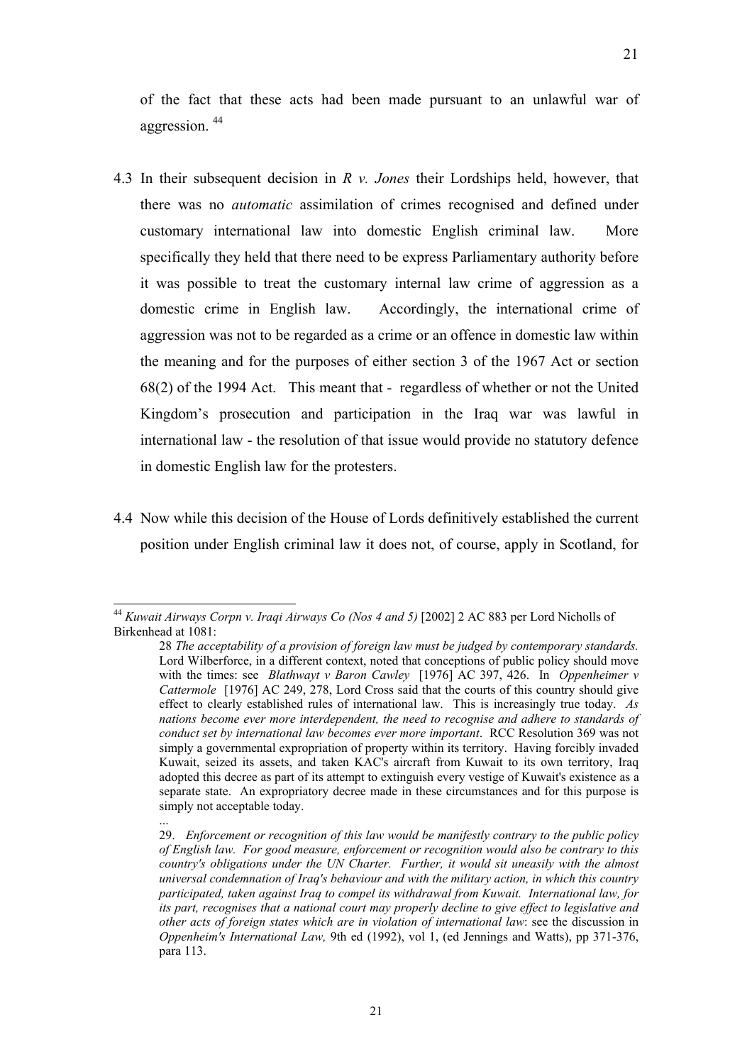of the fact that these acts had been made pursuant to an unlawful war of aggression. [44]

4.3 In their subsequent decision in *R v. Jones* their Lordships held, however, that there was no *automatic* assimilation of crimes recognised and defined under customary international law into domestic English criminal law. More specifically they held that there need to be express Parliamentary authority before it was possible to treat the customary internal law crime of aggression as a domestic crime in English law. Accordingly, the international crime of aggression was not to be regarded as a crime or an offence in domestic law within the meaning and for the purposes of either section 3 of the 1967 Act or section 68(2) of the 1994 Act. This meant that - regardless of whether or not the United Kingdom's prosecution and participation in the Iraq war was lawful in international law - the resolution of that issue would provide no statutory defence in domestic English law for the protesters.

4.4 Now while this decision of the House of Lords definitively established the current position under English criminal law it does not, of course, apply in Scotland, for

---

[44] *Kuwait Airways Corpn v. Iraqi Airways Co (Nos 4 and 5)* [2002] 2 AC 883 per Lord Nicholls of Birkenhead at 1081:

> 28 *The acceptability of a provision of foreign law must be judged by contemporary standards.* Lord Wilberforce, in a different context, noted that conceptions of public policy should move with the times: see *Blathwayt v Baron Cawley* [1976] AC 397, 426. In *Oppenheimer v Cattermole* [1976] AC 249, 278, Lord Cross said that the courts of this country should give effect to clearly established rules of international law. This is increasingly true today. *As nations become ever more interdependent, the need to recognise and adhere to standards of conduct set by international law becomes ever more important*. RCC Resolution 369 was not simply a governmental expropriation of property within its territory. Having forcibly invaded Kuwait, seized its assets, and taken KAC's aircraft from Kuwait to its own territory, Iraq adopted this decree as part of its attempt to extinguish every vestige of Kuwait's existence as a separate state. An expropriatory decree made in these circumstances and for this purpose is simply not acceptable today.
>
> ...
>
> 29. *Enforcement or recognition of this law would be manifestly contrary to the public policy of English law. For good measure, enforcement or recognition would also be contrary to this country's obligations under the UN Charter. Further, it would sit uneasily with the almost universal condemnation of Iraq's behaviour and with the military action, in which this country participated, taken against Iraq to compel its withdrawal from Kuwait. International law, for its part, recognises that a national court may properly decline to give effect to legislative and other acts of foreign states which are in violation of international law*: see the discussion in *Oppenheim's International Law,* 9th ed (1992), vol 1, (ed Jennings and Watts), pp 371-376, para 113.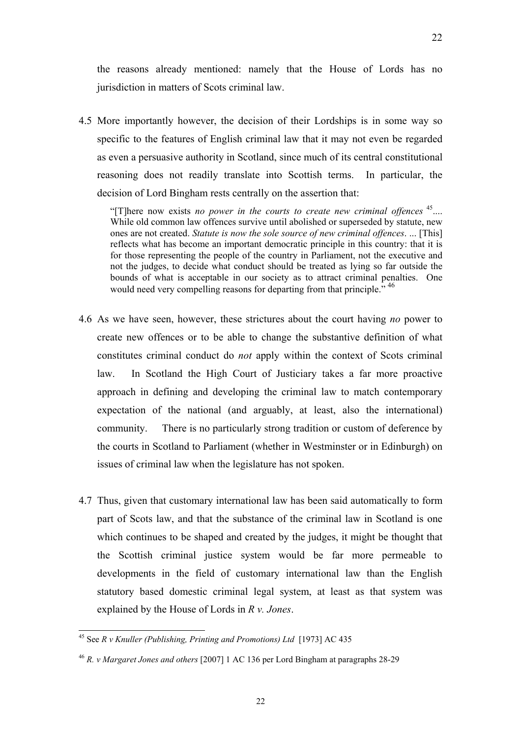the reasons already mentioned: namely that the House of Lords has no jurisdiction in matters of Scots criminal law.

4.5 More importantly however, the decision of their Lordships is in some way so specific to the features of English criminal law that it may not even be regarded as even a persuasive authority in Scotland, since much of its central constitutional reasoning does not readily translate into Scottish terms. In particular, the decision of Lord Bingham rests centrally on the assertion that:

> "[T]here now exists *no power in the courts to create new criminal offences* [45].... While old common law offences survive until abolished or superseded by statute, new ones are not created. *Statute is now the sole source of new criminal offences*. ... [This] reflects what has become an important democratic principle in this country: that it is for those representing the people of the country in Parliament, not the executive and not the judges, to decide what conduct should be treated as lying so far outside the bounds of what is acceptable in our society as to attract criminal penalties. One would need very compelling reasons for departing from that principle." [46]

4.6 As we have seen, however, these strictures about the court having *no* power to create new offences or to be able to change the substantive definition of what constitutes criminal conduct do *not* apply within the context of Scots criminal law. In Scotland the High Court of Justiciary takes a far more proactive approach in defining and developing the criminal law to match contemporary expectation of the national (and arguably, at least, also the international) community. There is no particularly strong tradition or custom of deference by the courts in Scotland to Parliament (whether in Westminster or in Edinburgh) on issues of criminal law when the legislature has not spoken.

4.7 Thus, given that customary international law has been said automatically to form part of Scots law, and that the substance of the criminal law in Scotland is one which continues to be shaped and created by the judges, it might be thought that the Scottish criminal justice system would be far more permeable to developments in the field of customary international law than the English statutory based domestic criminal legal system, at least as that system was explained by the House of Lords in *R v. Jones*.

---

[45] See *R v Knuller (Publishing, Printing and Promotions) Ltd* [1973] AC 435

[46] *R. v Margaret Jones and others* [2007] 1 AC 136 per Lord Bingham at paragraphs 28-29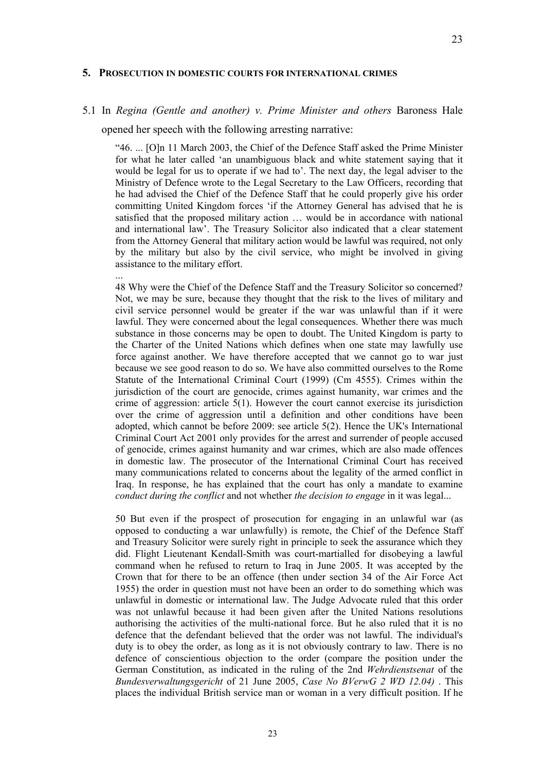## 5. Prosecution in domestic courts for international crimes

5.1 In *Regina (Gentle and another) v. Prime Minister and others* Baroness Hale opened her speech with the following arresting narrative:

> "46. ... [O]n 11 March 2003, the Chief of the Defence Staff asked the Prime Minister for what he later called 'an unambiguous black and white statement saying that it would be legal for us to operate if we had to'. The next day, the legal adviser to the Ministry of Defence wrote to the Legal Secretary to the Law Officers, recording that he had advised the Chief of the Defence Staff that he could properly give his order committing United Kingdom forces 'if the Attorney General has advised that he is satisfied that the proposed military action … would be in accordance with national and international law'. The Treasury Solicitor also indicated that a clear statement from the Attorney General that military action would be lawful was required, not only by the military but also by the civil service, who might be involved in giving assistance to the military effort.
>
> ...
>
> 48 Why were the Chief of the Defence Staff and the Treasury Solicitor so concerned? Not, we may be sure, because they thought that the risk to the lives of military and civil service personnel would be greater if the war was unlawful than if it were lawful. They were concerned about the legal consequences. Whether there was much substance in those concerns may be open to doubt. The United Kingdom is party to the Charter of the United Nations which defines when one state may lawfully use force against another. We have therefore accepted that we cannot go to war just because we see good reason to do so. We have also committed ourselves to the Rome Statute of the International Criminal Court (1999) (Cm 4555). Crimes within the jurisdiction of the court are genocide, crimes against humanity, war crimes and the crime of aggression: article 5(1). However the court cannot exercise its jurisdiction over the crime of aggression until a definition and other conditions have been adopted, which cannot be before 2009: see article 5(2). Hence the UK's International Criminal Court Act 2001 only provides for the arrest and surrender of people accused of genocide, crimes against humanity and war crimes, which are also made offences in domestic law. The prosecutor of the International Criminal Court has received many communications related to concerns about the legality of the armed conflict in Iraq. In response, he has explained that the court has only a mandate to examine *conduct during the conflict* and not whether *the decision to engage* in it was legal...
>
> 50 But even if the prospect of prosecution for engaging in an unlawful war (as opposed to conducting a war unlawfully) is remote, the Chief of the Defence Staff and Treasury Solicitor were surely right in principle to seek the assurance which they did. Flight Lieutenant Kendall-Smith was court-martialled for disobeying a lawful command when he refused to return to Iraq in June 2005. It was accepted by the Crown that for there to be an offence (then under section 34 of the Air Force Act 1955) the order in question must not have been an order to do something which was unlawful in domestic or international law. The Judge Advocate ruled that this order was not unlawful because it had been given after the United Nations resolutions authorising the activities of the multi-national force. But he also ruled that it is no defence that the defendant believed that the order was not lawful. The individual's duty is to obey the order, as long as it is not obviously contrary to law. There is no defence of conscientious objection to the order (compare the position under the German Constitution, as indicated in the ruling of the 2nd *Wehrdienstsenat* of the *Bundesverwaltungsgericht* of 21 June 2005, *Case No BVerwG 2 WD 12.04)* . This places the individual British service man or woman in a very difficult position. If he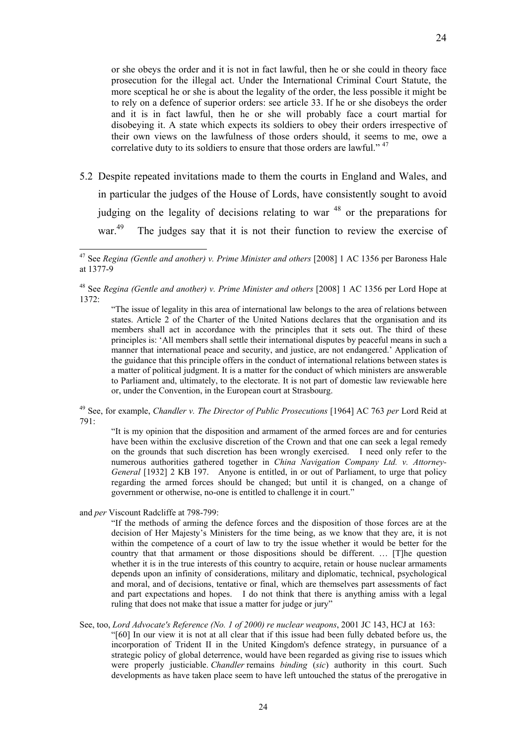or she obeys the order and it is not in fact lawful, then he or she could in theory face prosecution for the illegal act. Under the International Criminal Court Statute, the more sceptical he or she is about the legality of the order, the less possible it might be to rely on a defence of superior orders: see article 33. If he or she disobeys the order and it is in fact lawful, then he or she will probably face a court martial for disobeying it. A state which expects its soldiers to obey their orders irrespective of their own views on the lawfulness of those orders should, it seems to me, owe a correlative duty to its soldiers to ensure that those orders are lawful." [47]

5.2 Despite repeated invitations made to them the courts in England and Wales, and in particular the judges of the House of Lords, have consistently sought to avoid judging on the legality of decisions relating to war [48] or the preparations for war.[49] The judges say that it is not their function to review the exercise of

---

[47] See *Regina (Gentle and another) v. Prime Minister and others* [2008] 1 AC 1356 per Baroness Hale at 1377-9

[48] See *Regina (Gentle and another) v. Prime Minister and others* [2008] 1 AC 1356 per Lord Hope at 1372:

> "The issue of legality in this area of international law belongs to the area of relations between states. Article 2 of the Charter of the United Nations declares that the organisation and its members shall act in accordance with the principles that it sets out. The third of these principles is: 'All members shall settle their international disputes by peaceful means in such a manner that international peace and security, and justice, are not endangered.' Application of the guidance that this principle offers in the conduct of international relations between states is a matter of political judgment. It is a matter for the conduct of which ministers are answerable to Parliament and, ultimately, to the electorate. It is not part of domestic law reviewable here or, under the Convention, in the European court at Strasbourg.

[49] See, for example, *Chandler v. The Director of Public Prosecutions* [1964] AC 763 *per* Lord Reid at 791:

> "It is my opinion that the disposition and armament of the armed forces are and for centuries have been within the exclusive discretion of the Crown and that one can seek a legal remedy on the grounds that such discretion has been wrongly exercised. I need only refer to the numerous authorities gathered together in *China Navigation Company Ltd. v. Attorney-General* [1932] 2 KB 197. Anyone is entitled, in or out of Parliament, to urge that policy regarding the armed forces should be changed; but until it is changed, on a change of government or otherwise, no-one is entitled to challenge it in court."

and *per* Viscount Radcliffe at 798-799:

> "If the methods of arming the defence forces and the disposition of those forces are at the decision of Her Majesty's Ministers for the time being, as we know that they are, it is not within the competence of a court of law to try the issue whether it would be better for the country that that armament or those dispositions should be different. … [T]he question whether it is in the true interests of this country to acquire, retain or house nuclear armaments depends upon an infinity of considerations, military and diplomatic, technical, psychological and moral, and of decisions, tentative or final, which are themselves part assessments of fact and part expectations and hopes. I do not think that there is anything amiss with a legal ruling that does not make that issue a matter for judge or jury"

See, too, *Lord Advocate's Reference (No. 1 of 2000) re nuclear weapons*, 2001 JC 143, HCJ at 163:

> "[60] In our view it is not at all clear that if this issue had been fully debated before us, the incorporation of Trident II in the United Kingdom's defence strategy, in pursuance of a strategic policy of global deterrence, would have been regarded as giving rise to issues which were properly justiciable. *Chandler* remains *binding* (*sic*) authority in this court. Such developments as have taken place seem to have left untouched the status of the prerogative in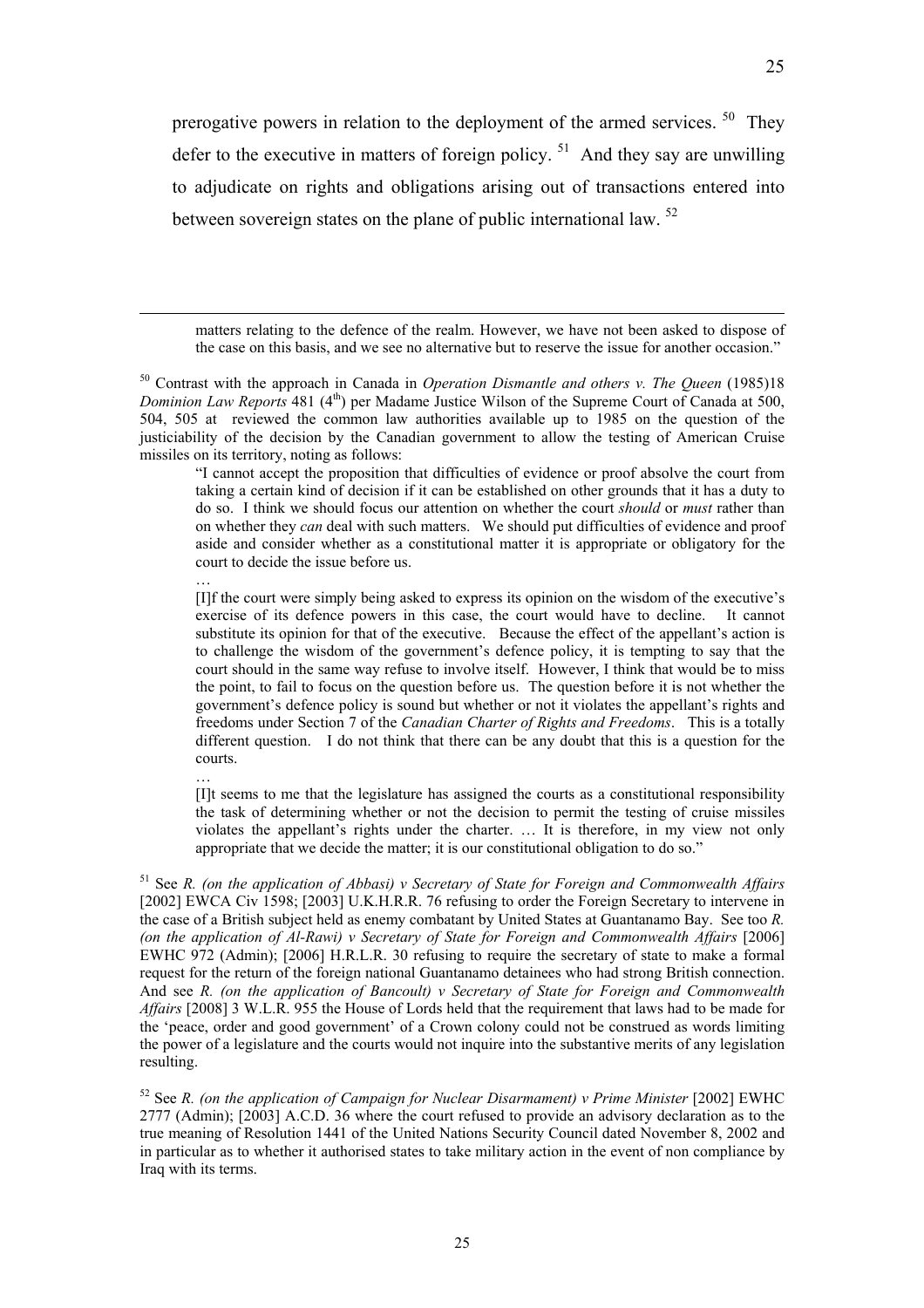prerogative powers in relation to the deployment of the armed services. [50] They defer to the executive in matters of foreign policy. [51] And they say are unwilling to adjudicate on rights and obligations arising out of transactions entered into between sovereign states on the plane of public international law. [52]

---

> matters relating to the defence of the realm. However, we have not been asked to dispose of the case on this basis, and we see no alternative but to reserve the issue for another occasion."

[50] Contrast with the approach in Canada in *Operation Dismantle and others v. The Queen* (1985)18 *Dominion Law Reports* 481 (4th) per Madame Justice Wilson of the Supreme Court of Canada at 500, 504, 505 at reviewed the common law authorities available up to 1985 on the question of the justiciability of the decision by the Canadian government to allow the testing of American Cruise missiles on its territory, noting as follows:

> "I cannot accept the proposition that difficulties of evidence or proof absolve the court from taking a certain kind of decision if it can be established on other grounds that it has a duty to do so. I think we should focus our attention on whether the court *should* or *must* rather than on whether they *can* deal with such matters. We should put difficulties of evidence and proof aside and consider whether as a constitutional matter it is appropriate or obligatory for the court to decide the issue before us.
>
> …
>
> [I]f the court were simply being asked to express its opinion on the wisdom of the executive's exercise of its defence powers in this case, the court would have to decline. It cannot substitute its opinion for that of the executive. Because the effect of the appellant's action is to challenge the wisdom of the government's defence policy, it is tempting to say that the court should in the same way refuse to involve itself. However, I think that would be to miss the point, to fail to focus on the question before us. The question before it is not whether the government's defence policy is sound but whether or not it violates the appellant's rights and freedoms under Section 7 of the *Canadian Charter of Rights and Freedoms*. This is a totally different question. I do not think that there can be any doubt that this is a question for the courts.
>
> …
>
> [I]t seems to me that the legislature has assigned the courts as a constitutional responsibility the task of determining whether or not the decision to permit the testing of cruise missiles violates the appellant's rights under the charter. … It is therefore, in my view not only appropriate that we decide the matter; it is our constitutional obligation to do so."

[51] See *R. (on the application of Abbasi) v Secretary of State for Foreign and Commonwealth Affairs* [2002] EWCA Civ 1598; [2003] U.K.H.R.R. 76 refusing to order the Foreign Secretary to intervene in the case of a British subject held as enemy combatant by United States at Guantanamo Bay. See too *R. (on the application of Al-Rawi) v Secretary of State for Foreign and Commonwealth Affairs* [2006] EWHC 972 (Admin); [2006] H.R.L.R. 30 refusing to require the secretary of state to make a formal request for the return of the foreign national Guantanamo detainees who had strong British connection. And see *R. (on the application of Bancoult) v Secretary of State for Foreign and Commonwealth Affairs* [2008] 3 W.L.R. 955 the House of Lords held that the requirement that laws had to be made for the 'peace, order and good government' of a Crown colony could not be construed as words limiting the power of a legislature and the courts would not inquire into the substantive merits of any legislation resulting.

[52] See *R. (on the application of Campaign for Nuclear Disarmament) v Prime Minister* [2002] EWHC 2777 (Admin); [2003] A.C.D. 36 where the court refused to provide an advisory declaration as to the true meaning of Resolution 1441 of the United Nations Security Council dated November 8, 2002 and in particular as to whether it authorised states to take military action in the event of non compliance by Iraq with its terms.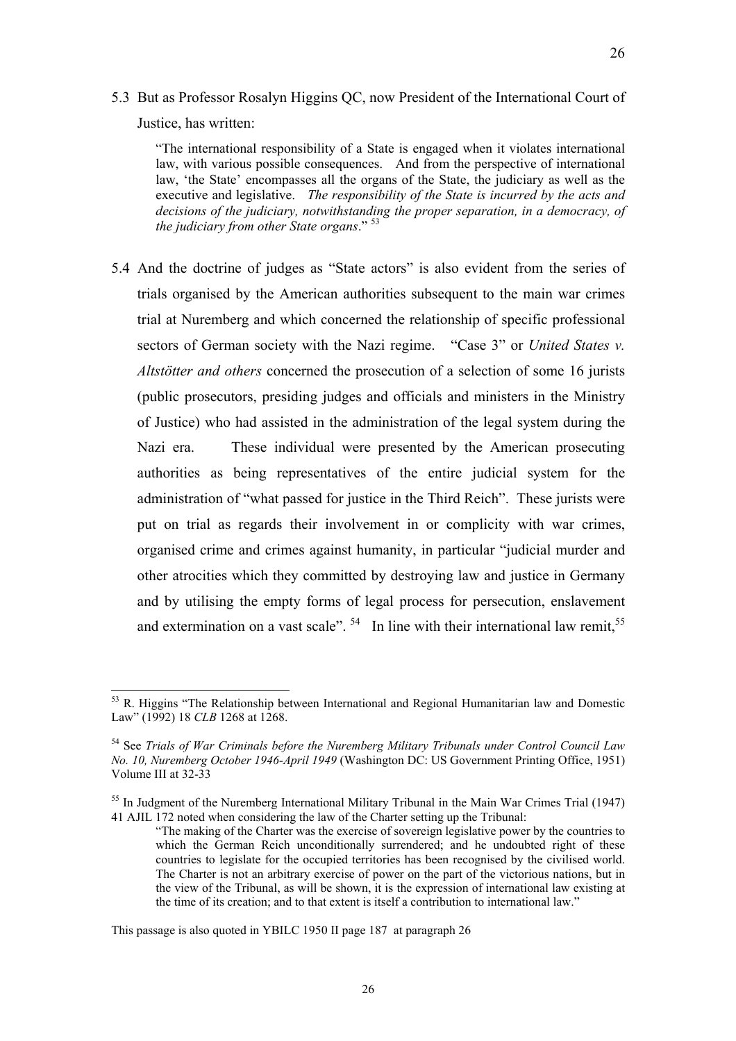5.3 But as Professor Rosalyn Higgins QC, now President of the International Court of Justice, has written:

> "The international responsibility of a State is engaged when it violates international law, with various possible consequences. And from the perspective of international law, 'the State' encompasses all the organs of the State, the judiciary as well as the executive and legislative. *The responsibility of the State is incurred by the acts and decisions of the judiciary, notwithstanding the proper separation, in a democracy, of the judiciary from other State organs*." [53]

5.4 And the doctrine of judges as "State actors" is also evident from the series of trials organised by the American authorities subsequent to the main war crimes trial at Nuremberg and which concerned the relationship of specific professional sectors of German society with the Nazi regime. "Case 3" or *United States v. Altstötter and others* concerned the prosecution of a selection of some 16 jurists (public prosecutors, presiding judges and officials and ministers in the Ministry of Justice) who had assisted in the administration of the legal system during the Nazi era. These individual were presented by the American prosecuting authorities as being representatives of the entire judicial system for the administration of "what passed for justice in the Third Reich". These jurists were put on trial as regards their involvement in or complicity with war crimes, organised crime and crimes against humanity, in particular "judicial murder and other atrocities which they committed by destroying law and justice in Germany and by utilising the empty forms of legal process for persecution, enslavement and extermination on a vast scale". [54] In line with their international law remit,[55]

---

[53] R. Higgins "The Relationship between International and Regional Humanitarian law and Domestic Law" (1992) 18 *CLB* 1268 at 1268.

[54] See *Trials of War Criminals before the Nuremberg Military Tribunals under Control Council Law No. 10, Nuremberg October 1946-April 1949* (Washington DC: US Government Printing Office, 1951) Volume III at 32-33

[55] In Judgment of the Nuremberg International Military Tribunal in the Main War Crimes Trial (1947) 41 AJIL 172 noted when considering the law of the Charter setting up the Tribunal:

> "The making of the Charter was the exercise of sovereign legislative power by the countries to which the German Reich unconditionally surrendered; and he undoubted right of these countries to legislate for the occupied territories has been recognised by the civilised world. The Charter is not an arbitrary exercise of power on the part of the victorious nations, but in the view of the Tribunal, as will be shown, it is the expression of international law existing at the time of its creation; and to that extent is itself a contribution to international law."

This passage is also quoted in YBILC 1950 II page 187 at paragraph 26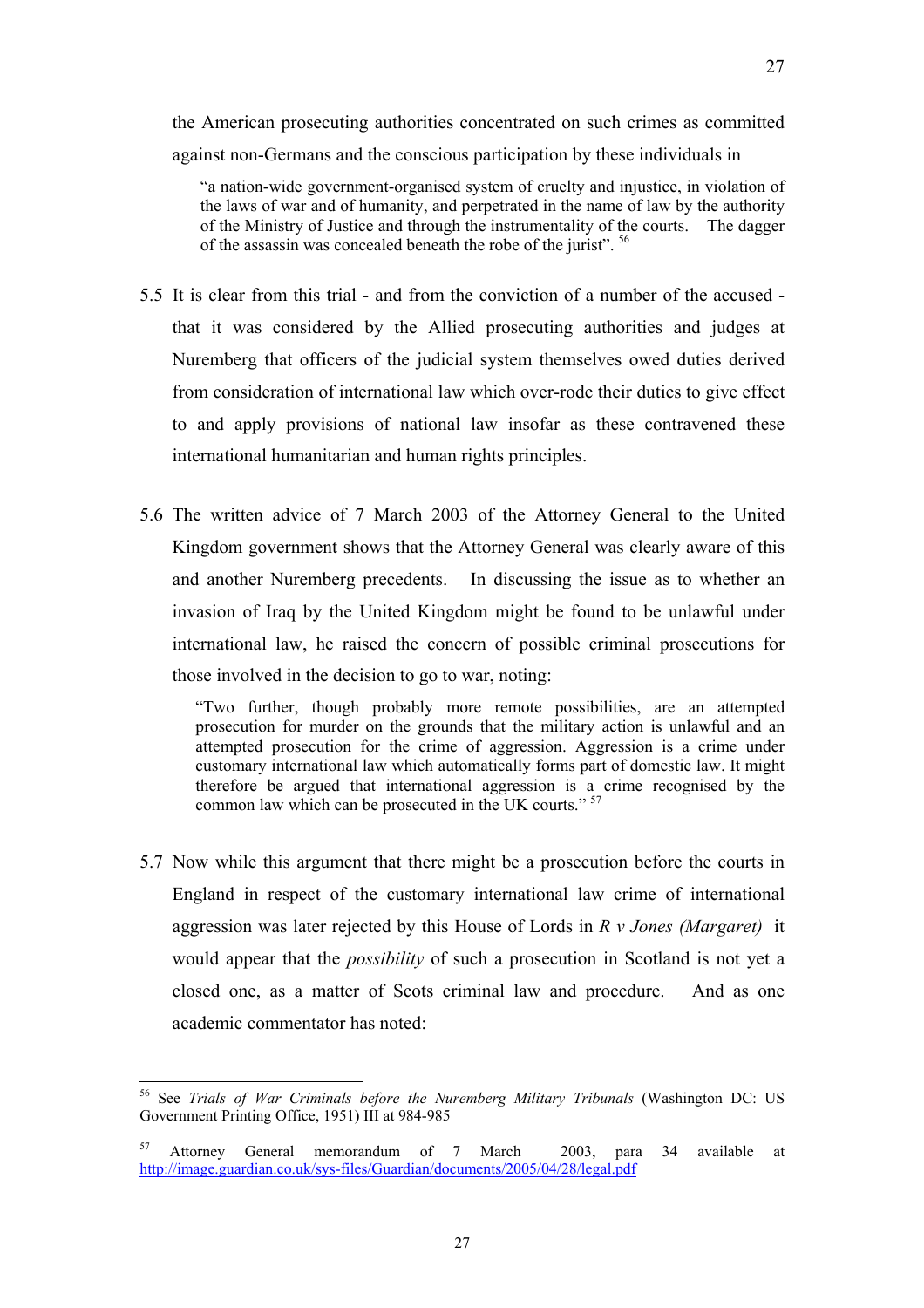the American prosecuting authorities concentrated on such crimes as committed against non-Germans and the conscious participation by these individuals in

> "a nation-wide government-organised system of cruelty and injustice, in violation of the laws of war and of humanity, and perpetrated in the name of law by the authority of the Ministry of Justice and through the instrumentality of the courts. The dagger of the assassin was concealed beneath the robe of the jurist". [56]

5.5 It is clear from this trial - and from the conviction of a number of the accused - that it was considered by the Allied prosecuting authorities and judges at Nuremberg that officers of the judicial system themselves owed duties derived from consideration of international law which over-rode their duties to give effect to and apply provisions of national law insofar as these contravened these international humanitarian and human rights principles.

5.6 The written advice of 7 March 2003 of the Attorney General to the United Kingdom government shows that the Attorney General was clearly aware of this and another Nuremberg precedents. In discussing the issue as to whether an invasion of Iraq by the United Kingdom might be found to be unlawful under international law, he raised the concern of possible criminal prosecutions for those involved in the decision to go to war, noting:

> "Two further, though probably more remote possibilities, are an attempted prosecution for murder on the grounds that the military action is unlawful and an attempted prosecution for the crime of aggression. Aggression is a crime under customary international law which automatically forms part of domestic law. It might therefore be argued that international aggression is a crime recognised by the common law which can be prosecuted in the UK courts." [57]

5.7 Now while this argument that there might be a prosecution before the courts in England in respect of the customary international law crime of international aggression was later rejected by this House of Lords in *R v Jones (Margaret)* it would appear that the *possibility* of such a prosecution in Scotland is not yet a closed one, as a matter of Scots criminal law and procedure. And as one academic commentator has noted:

---

[56] See *Trials of War Criminals before the Nuremberg Military Tribunals* (Washington DC: US Government Printing Office, 1951) III at 984-985

[57] Attorney General memorandum of 7 March 2003, para 34 available at http://image.guardian.co.uk/sys-files/Guardian/documents/2005/04/28/legal.pdf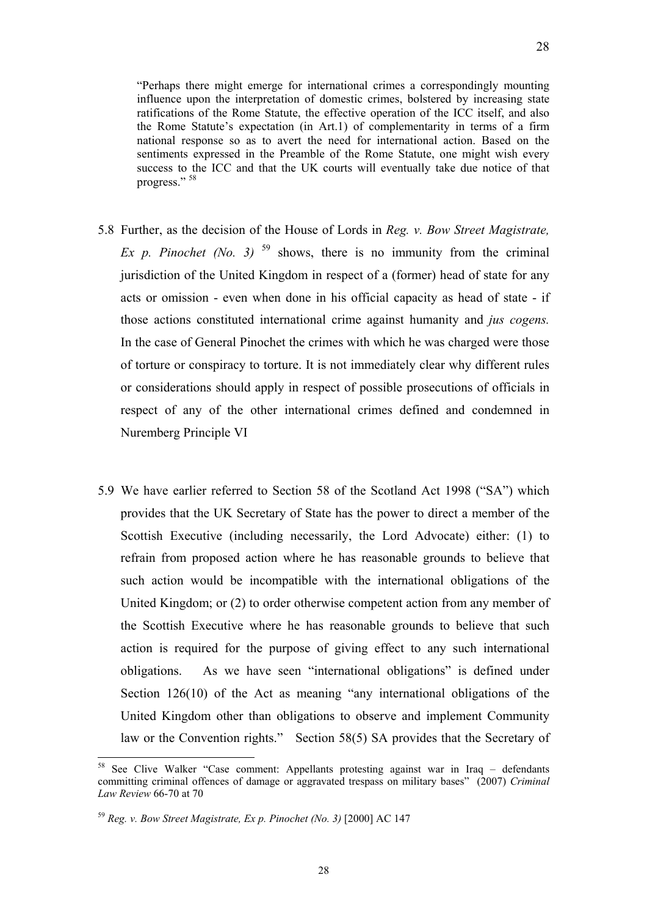> "Perhaps there might emerge for international crimes a correspondingly mounting influence upon the interpretation of domestic crimes, bolstered by increasing state ratifications of the Rome Statute, the effective operation of the ICC itself, and also the Rome Statute's expectation (in Art.1) of complementarity in terms of a firm national response so as to avert the need for international action. Based on the sentiments expressed in the Preamble of the Rome Statute, one might wish every success to the ICC and that the UK courts will eventually take due notice of that progress." [58]

5.8 Further, as the decision of the House of Lords in *Reg. v. Bow Street Magistrate, Ex p. Pinochet (No. 3)* [59] shows, there is no immunity from the criminal jurisdiction of the United Kingdom in respect of a (former) head of state for any acts or omission - even when done in his official capacity as head of state - if those actions constituted international crime against humanity and *jus cogens.* In the case of General Pinochet the crimes with which he was charged were those of torture or conspiracy to torture. It is not immediately clear why different rules or considerations should apply in respect of possible prosecutions of officials in respect of any of the other international crimes defined and condemned in Nuremberg Principle VI

5.9 We have earlier referred to Section 58 of the Scotland Act 1998 ("SA") which provides that the UK Secretary of State has the power to direct a member of the Scottish Executive (including necessarily, the Lord Advocate) either: (1) to refrain from proposed action where he has reasonable grounds to believe that such action would be incompatible with the international obligations of the United Kingdom; or (2) to order otherwise competent action from any member of the Scottish Executive where he has reasonable grounds to believe that such action is required for the purpose of giving effect to any such international obligations. As we have seen "international obligations" is defined under Section 126(10) of the Act as meaning "any international obligations of the United Kingdom other than obligations to observe and implement Community law or the Convention rights." Section 58(5) SA provides that the Secretary of

---

[58] See Clive Walker "Case comment: Appellants protesting against war in Iraq – defendants committing criminal offences of damage or aggravated trespass on military bases" (2007) *Criminal Law Review* 66-70 at 70

[59] *Reg. v. Bow Street Magistrate, Ex p. Pinochet (No. 3)* [2000] AC 147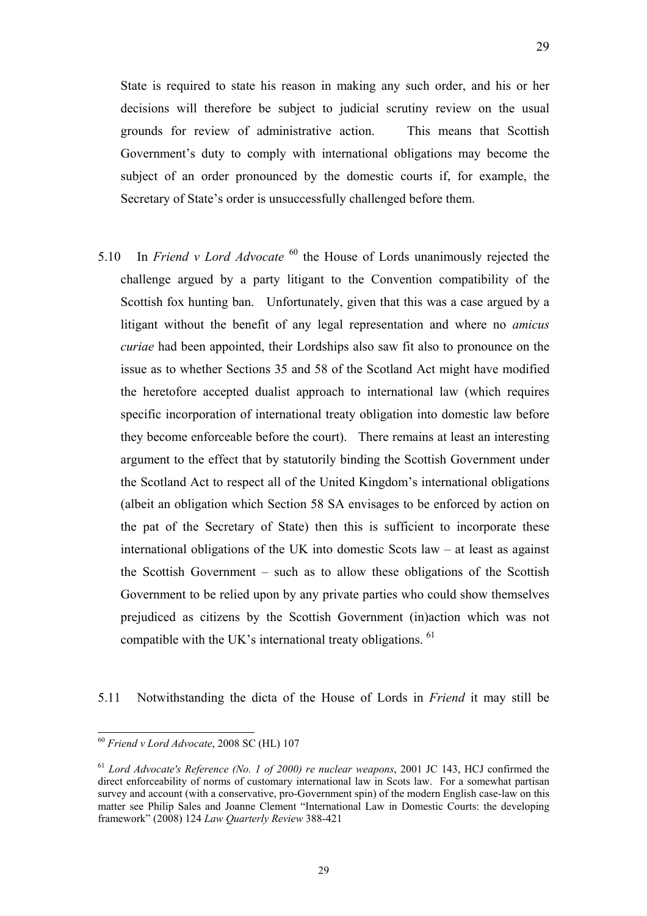State is required to state his reason in making any such order, and his or her decisions will therefore be subject to judicial scrutiny review on the usual grounds for review of administrative action. This means that Scottish Government's duty to comply with international obligations may become the subject of an order pronounced by the domestic courts if, for example, the Secretary of State's order is unsuccessfully challenged before them.

5.10 In *Friend v Lord Advocate* [60] the House of Lords unanimously rejected the challenge argued by a party litigant to the Convention compatibility of the Scottish fox hunting ban. Unfortunately, given that this was a case argued by a litigant without the benefit of any legal representation and where no *amicus curiae* had been appointed, their Lordships also saw fit also to pronounce on the issue as to whether Sections 35 and 58 of the Scotland Act might have modified the heretofore accepted dualist approach to international law (which requires specific incorporation of international treaty obligation into domestic law before they become enforceable before the court). There remains at least an interesting argument to the effect that by statutorily binding the Scottish Government under the Scotland Act to respect all of the United Kingdom's international obligations (albeit an obligation which Section 58 SA envisages to be enforced by action on the pat of the Secretary of State) then this is sufficient to incorporate these international obligations of the UK into domestic Scots law – at least as against the Scottish Government – such as to allow these obligations of the Scottish Government to be relied upon by any private parties who could show themselves prejudiced as citizens by the Scottish Government (in)action which was not compatible with the UK's international treaty obligations. [61]

5.11 Notwithstanding the dicta of the House of Lords in *Friend* it may still be

---

[60] *Friend v Lord Advocate*, 2008 SC (HL) 107

[61] *Lord Advocate's Reference (No. 1 of 2000) re nuclear weapons*, 2001 JC 143, HCJ confirmed the direct enforceability of norms of customary international law in Scots law. For a somewhat partisan survey and account (with a conservative, pro-Government spin) of the modern English case-law on this matter see Philip Sales and Joanne Clement "International Law in Domestic Courts: the developing framework" (2008) 124 *Law Quarterly Review* 388-421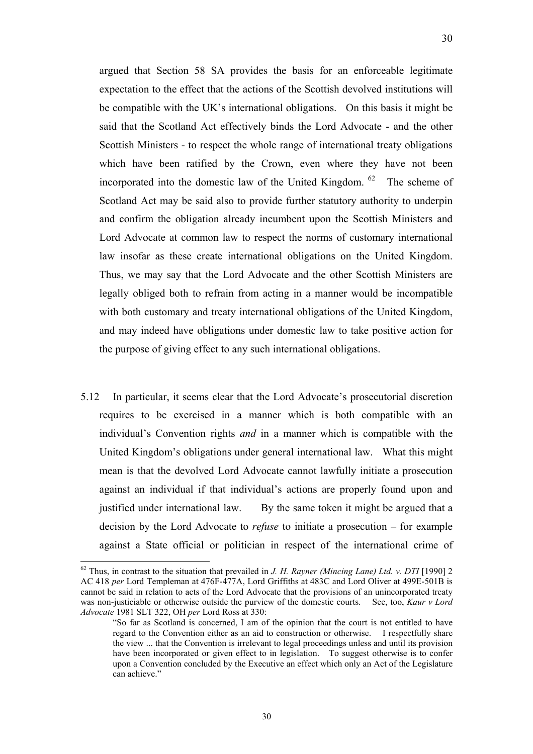argued that Section 58 SA provides the basis for an enforceable legitimate expectation to the effect that the actions of the Scottish devolved institutions will be compatible with the UK's international obligations. On this basis it might be said that the Scotland Act effectively binds the Lord Advocate - and the other Scottish Ministers - to respect the whole range of international treaty obligations which have been ratified by the Crown, even where they have not been incorporated into the domestic law of the United Kingdom. [62] The scheme of Scotland Act may be said also to provide further statutory authority to underpin and confirm the obligation already incumbent upon the Scottish Ministers and Lord Advocate at common law to respect the norms of customary international law insofar as these create international obligations on the United Kingdom. Thus, we may say that the Lord Advocate and the other Scottish Ministers are legally obliged both to refrain from acting in a manner would be incompatible with both customary and treaty international obligations of the United Kingdom, and may indeed have obligations under domestic law to take positive action for the purpose of giving effect to any such international obligations.

5.12 In particular, it seems clear that the Lord Advocate's prosecutorial discretion requires to be exercised in a manner which is both compatible with an individual's Convention rights *and* in a manner which is compatible with the United Kingdom's obligations under general international law. What this might mean is that the devolved Lord Advocate cannot lawfully initiate a prosecution against an individual if that individual's actions are properly found upon and justified under international law. By the same token it might be argued that a decision by the Lord Advocate to *refuse* to initiate a prosecution – for example against a State official or politician in respect of the international crime of

---

[62] Thus, in contrast to the situation that prevailed in *J. H. Rayner (Mincing Lane) Ltd. v. DTI* [1990] 2 AC 418 *per* Lord Templeman at 476F-477A, Lord Griffiths at 483C and Lord Oliver at 499E-501B is cannot be said in relation to acts of the Lord Advocate that the provisions of an unincorporated treaty was non-justiciable or otherwise outside the purview of the domestic courts. See, too, *Kaur v Lord Advocate* 1981 SLT 322, OH *per* Lord Ross at 330:

> "So far as Scotland is concerned, I am of the opinion that the court is not entitled to have regard to the Convention either as an aid to construction or otherwise. I respectfully share the view ... that the Convention is irrelevant to legal proceedings unless and until its provision have been incorporated or given effect to in legislation. To suggest otherwise is to confer upon a Convention concluded by the Executive an effect which only an Act of the Legislature can achieve."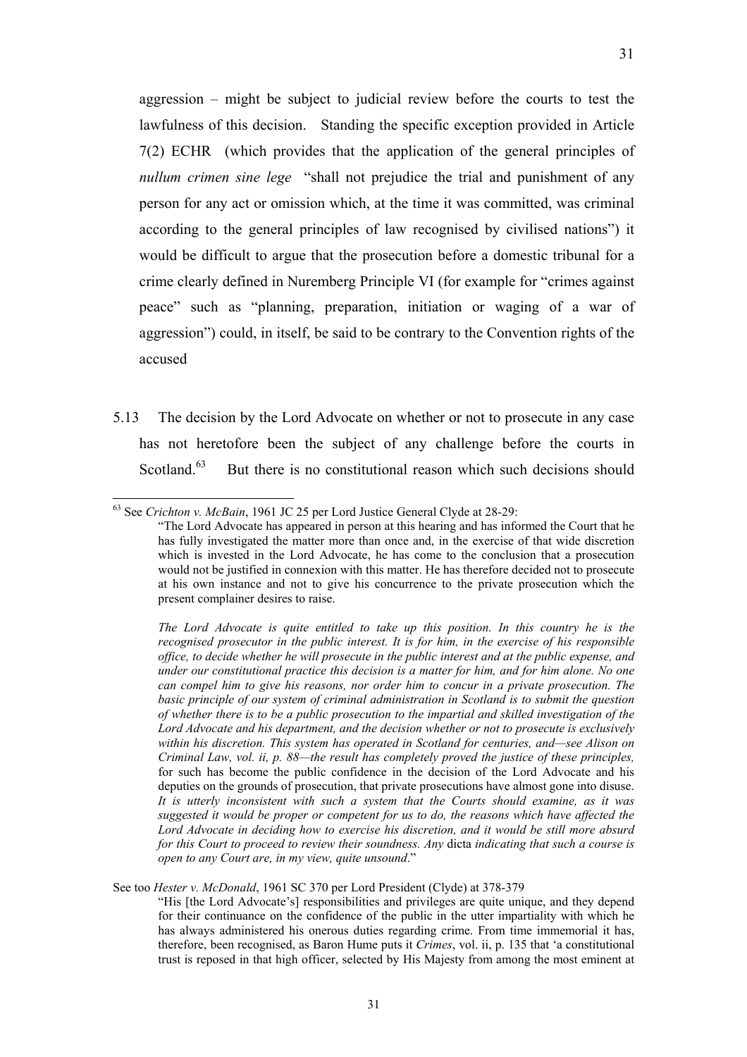aggression – might be subject to judicial review before the courts to test the lawfulness of this decision. Standing the specific exception provided in Article 7(2) ECHR (which provides that the application of the general principles of *nullum crimen sine lege* "shall not prejudice the trial and punishment of any person for any act or omission which, at the time it was committed, was criminal according to the general principles of law recognised by civilised nations") it would be difficult to argue that the prosecution before a domestic tribunal for a crime clearly defined in Nuremberg Principle VI (for example for "crimes against peace" such as "planning, preparation, initiation or waging of a war of aggression") could, in itself, be said to be contrary to the Convention rights of the accused

5.13 The decision by the Lord Advocate on whether or not to prosecute in any case has not heretofore been the subject of any challenge before the courts in Scotland.[63] But there is no constitutional reason which such decisions should

---

[63] See *Crichton v. McBain*, 1961 JC 25 per Lord Justice General Clyde at 28-29:

> "The Lord Advocate has appeared in person at this hearing and has informed the Court that he has fully investigated the matter more than once and, in the exercise of that wide discretion which is invested in the Lord Advocate, he has come to the conclusion that a prosecution would not be justified in connexion with this matter. He has therefore decided not to prosecute at his own instance and not to give his concurrence to the private prosecution which the present complainer desires to raise.
>
> *The Lord Advocate is quite entitled to take up this position. In this country he is the recognised prosecutor in the public interest. It is for him, in the exercise of his responsible office, to decide whether he will prosecute in the public interest and at the public expense, and under our constitutional practice this decision is a matter for him, and for him alone. No one can compel him to give his reasons, nor order him to concur in a private prosecution. The basic principle of our system of criminal administration in Scotland is to submit the question of whether there is to be a public prosecution to the impartial and skilled investigation of the Lord Advocate and his department, and the decision whether or not to prosecute is exclusively within his discretion. This system has operated in Scotland for centuries, and—see Alison on Criminal Law, vol. ii, p. 88—the result has completely proved the justice of these principles,* for such has become the public confidence in the decision of the Lord Advocate and his deputies on the grounds of prosecution, that private prosecutions have almost gone into disuse. *It is utterly inconsistent with such a system that the Courts should examine, as it was suggested it would be proper or competent for us to do, the reasons which have affected the Lord Advocate in deciding how to exercise his discretion, and it would be still more absurd for this Court to proceed to review their soundness. Any* dicta *indicating that such a course is open to any Court are, in my view, quite unsound*."

See too *Hester v. McDonald*, 1961 SC 370 per Lord President (Clyde) at 378-379

> "His [the Lord Advocate's] responsibilities and privileges are quite unique, and they depend for their continuance on the confidence of the public in the utter impartiality with which he has always administered his onerous duties regarding crime. From time immemorial it has, therefore, been recognised, as Baron Hume puts it *Crimes*, vol. ii, p. 135 that 'a constitutional trust is reposed in that high officer, selected by His Majesty from among the most eminent at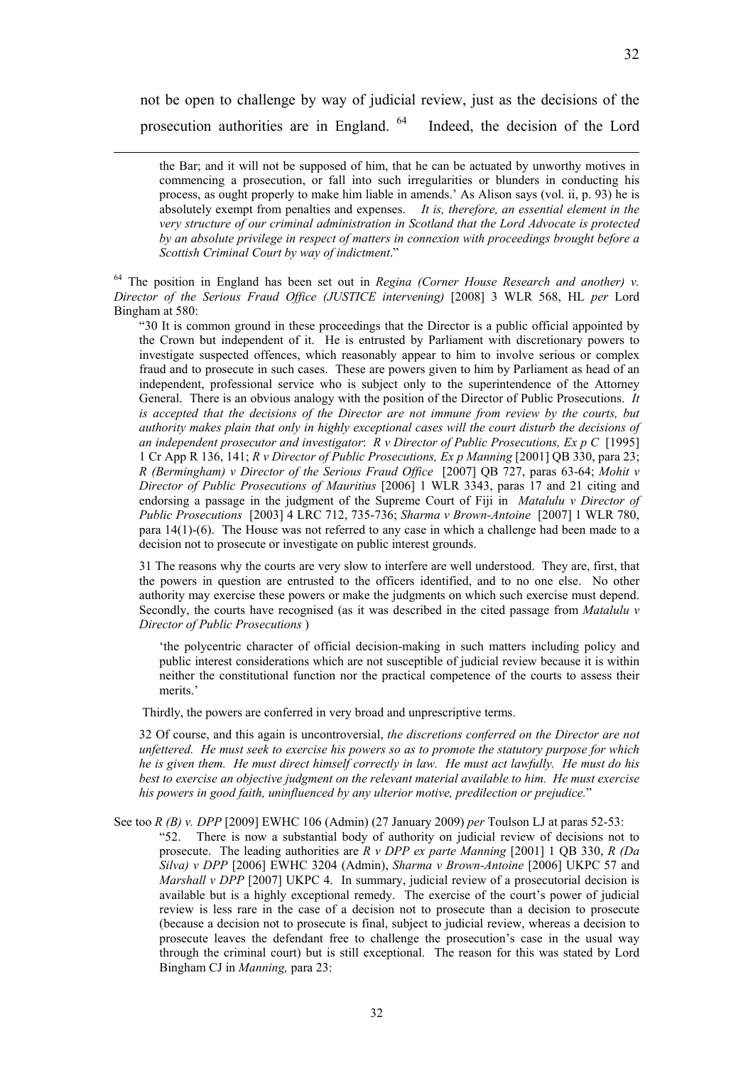not be open to challenge by way of judicial review, just as the decisions of the prosecution authorities are in England. [64] Indeed, the decision of the Lord

---

the Bar; and it will not be supposed of him, that he can be actuated by unworthy motives in commencing a prosecution, or fall into such irregularities or blunders in conducting his process, as ought properly to make him liable in amends.' As Alison says (vol. ii, p. 93) he is absolutely exempt from penalties and expenses. *It is, therefore, an essential element in the very structure of our criminal administration in Scotland that the Lord Advocate is protected by an absolute privilege in respect of matters in connexion with proceedings brought before a Scottish Criminal Court by way of indictment*."

[64] The position in England has been set out in *Regina (Corner House Research and another) v. Director of the Serious Fraud Office (JUSTICE intervening)* [2008] 3 WLR 568, HL *per* Lord Bingham at 580:

> "30 It is common ground in these proceedings that the Director is a public official appointed by the Crown but independent of it. He is entrusted by Parliament with discretionary powers to investigate suspected offences, which reasonably appear to him to involve serious or complex fraud and to prosecute in such cases. These are powers given to him by Parliament as head of an independent, professional service who is subject only to the superintendence of the Attorney General. There is an obvious analogy with the position of the Director of Public Prosecutions. *It is accepted that the decisions of the Director are not immune from review by the courts, but authority makes plain that only in highly exceptional cases will the court disturb the decisions of an independent prosecutor and investigator*: *R v Director of Public Prosecutions, Ex p C* [1995] 1 Cr App R 136, 141; *R v Director of Public Prosecutions, Ex p Manning* [2001] QB 330, para 23; *R (Bermingham) v Director of the Serious Fraud Office* [2007] QB 727, paras 63-64; *Mohit v Director of Public Prosecutions of Mauritius* [2006] 1 WLR 3343, paras 17 and 21 citing and endorsing a passage in the judgment of the Supreme Court of Fiji in *Matalulu v Director of Public Prosecutions* [2003] 4 LRC 712, 735-736; *Sharma v Brown-Antoine* [2007] 1 WLR 780, para 14(1)-(6). The House was not referred to any case in which a challenge had been made to a decision not to prosecute or investigate on public interest grounds.
>
> 31 The reasons why the courts are very slow to interfere are well understood. They are, first, that the powers in question are entrusted to the officers identified, and to no one else. No other authority may exercise these powers or make the judgments on which such exercise must depend. Secondly, the courts have recognised (as it was described in the cited passage from *Matalulu v Director of Public Prosecutions* )
>
> > 'the polycentric character of official decision-making in such matters including policy and public interest considerations which are not susceptible of judicial review because it is within neither the constitutional function nor the practical competence of the courts to assess their merits.'
>
> Thirdly, the powers are conferred in very broad and unprescriptive terms.
>
> 32 Of course, and this again is uncontroversial, *the discretions conferred on the Director are not unfettered. He must seek to exercise his powers so as to promote the statutory purpose for which he is given them. He must direct himself correctly in law. He must act lawfully. He must do his best to exercise an objective judgment on the relevant material available to him. He must exercise his powers in good faith, uninfluenced by any ulterior motive, predilection or prejudice.*"

See too *R (B) v. DPP* [2009] EWHC 106 (Admin) (27 January 2009) *per* Toulson LJ at paras 52-53:

> "52. There is now a substantial body of authority on judicial review of decisions not to prosecute. The leading authorities are *R v DPP ex parte Manning* [2001] 1 QB 330, *R (Da Silva) v DPP* [2006] EWHC 3204 (Admin), *Sharma v Brown-Antoine* [2006] UKPC 57 and *Marshall v DPP* [2007] UKPC 4. In summary, judicial review of a prosecutorial decision is available but is a highly exceptional remedy. The exercise of the court's power of judicial review is less rare in the case of a decision not to prosecute than a decision to prosecute (because a decision not to prosecute is final, subject to judicial review, whereas a decision to prosecute leaves the defendant free to challenge the prosecution's case in the usual way through the criminal court) but is still exceptional. The reason for this was stated by Lord Bingham CJ in *Manning,* para 23: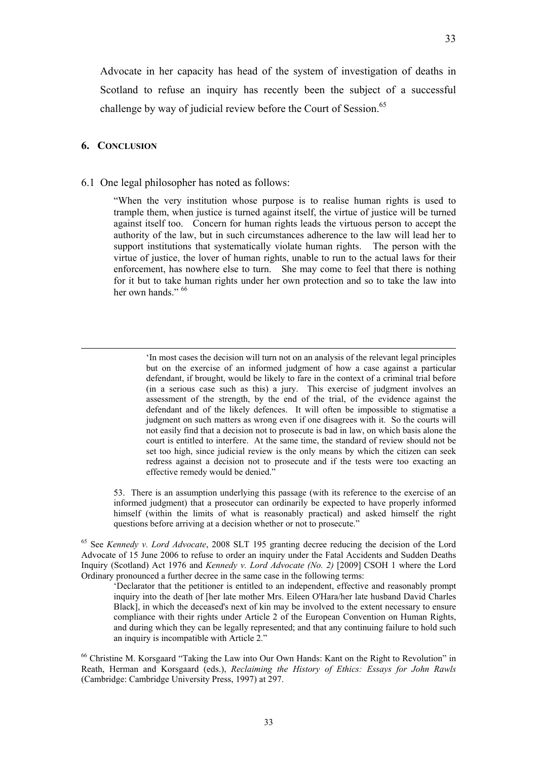Advocate in her capacity has head of the system of investigation of deaths in Scotland to refuse an inquiry has recently been the subject of a successful challenge by way of judicial review before the Court of Session.[65]

## 6. Conclusion

6.1 One legal philosopher has noted as follows:

> "When the very institution whose purpose is to realise human rights is used to trample them, when justice is turned against itself, the virtue of justice will be turned against itself too. Concern for human rights leads the virtuous person to accept the authority of the law, but in such circumstances adherence to the law will lead her to support institutions that systematically violate human rights. The person with the virtue of justice, the lover of human rights, unable to run to the actual laws for their enforcement, has nowhere else to turn. She may come to feel that there is nothing for it but to take human rights under her own protection and so to take the law into her own hands." [66]

---

> 'In most cases the decision will turn not on an analysis of the relevant legal principles but on the exercise of an informed judgment of how a case against a particular defendant, if brought, would be likely to fare in the context of a criminal trial before (in a serious case such as this) a jury. This exercise of judgment involves an assessment of the strength, by the end of the trial, of the evidence against the defendant and of the likely defences. It will often be impossible to stigmatise a judgment on such matters as wrong even if one disagrees with it. So the courts will not easily find that a decision not to prosecute is bad in law, on which basis alone the court is entitled to interfere. At the same time, the standard of review should not be set too high, since judicial review is the only means by which the citizen can seek redress against a decision not to prosecute and if the tests were too exacting an effective remedy would be denied."

> 53. There is an assumption underlying this passage (with its reference to the exercise of an informed judgment) that a prosecutor can ordinarily be expected to have properly informed himself (within the limits of what is reasonably practical) and asked himself the right questions before arriving at a decision whether or not to prosecute."

[65] See *Kennedy v. Lord Advocate*, 2008 SLT 195 granting decree reducing the decision of the Lord Advocate of 15 June 2006 to refuse to order an inquiry under the Fatal Accidents and Sudden Deaths Inquiry (Scotland) Act 1976 and *Kennedy v. Lord Advocate (No. 2)* [2009] CSOH 1 where the Lord Ordinary pronounced a further decree in the same case in the following terms:

> 'Declarator that the petitioner is entitled to an independent, effective and reasonably prompt inquiry into the death of [her late mother Mrs. Eileen O'Hara/her late husband David Charles Black], in which the deceased's next of kin may be involved to the extent necessary to ensure compliance with their rights under Article 2 of the European Convention on Human Rights, and during which they can be legally represented; and that any continuing failure to hold such an inquiry is incompatible with Article 2."

[66] Christine M. Korsgaard "Taking the Law into Our Own Hands: Kant on the Right to Revolution" in Reath, Herman and Korsgaard (eds.), *Reclaiming the History of Ethics: Essays for John Rawls* (Cambridge: Cambridge University Press, 1997) at 297.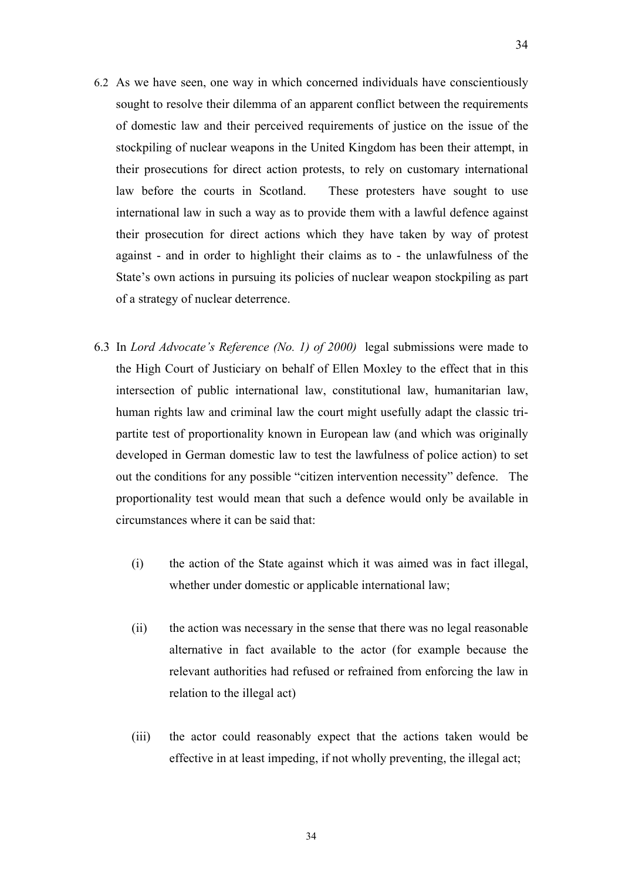6.2 As we have seen, one way in which concerned individuals have conscientiously sought to resolve their dilemma of an apparent conflict between the requirements of domestic law and their perceived requirements of justice on the issue of the stockpiling of nuclear weapons in the United Kingdom has been their attempt, in their prosecutions for direct action protests, to rely on customary international law before the courts in Scotland. These protesters have sought to use international law in such a way as to provide them with a lawful defence against their prosecution for direct actions which they have taken by way of protest against - and in order to highlight their claims as to - the unlawfulness of the State's own actions in pursuing its policies of nuclear weapon stockpiling as part of a strategy of nuclear deterrence.

6.3 In *Lord Advocate's Reference (No. 1) of 2000)* legal submissions were made to the High Court of Justiciary on behalf of Ellen Moxley to the effect that in this intersection of public international law, constitutional law, humanitarian law, human rights law and criminal law the court might usefully adapt the classic tri-partite test of proportionality known in European law (and which was originally developed in German domestic law to test the lawfulness of police action) to set out the conditions for any possible "citizen intervention necessity" defence. The proportionality test would mean that such a defence would only be available in circumstances where it can be said that:

(i) the action of the State against which it was aimed was in fact illegal, whether under domestic or applicable international law;

(ii) the action was necessary in the sense that there was no legal reasonable alternative in fact available to the actor (for example because the relevant authorities had refused or refrained from enforcing the law in relation to the illegal act)

(iii) the actor could reasonably expect that the actions taken would be effective in at least impeding, if not wholly preventing, the illegal act;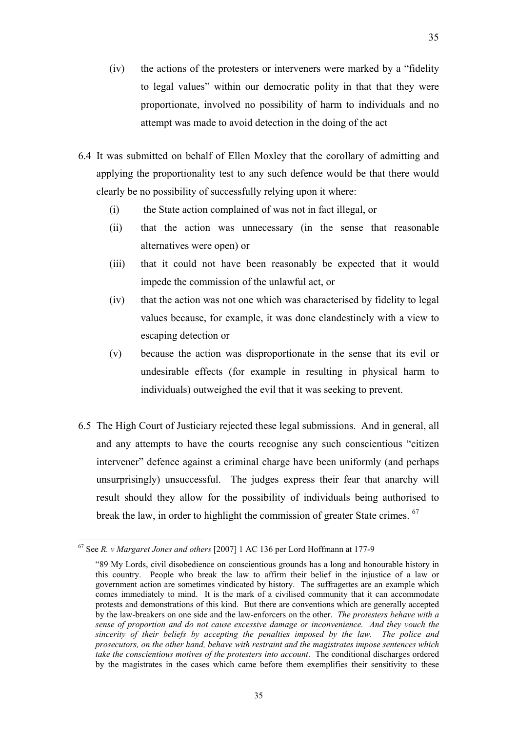(iv) the actions of the protesters or interveners were marked by a "fidelity to legal values" within our democratic polity in that that they were proportionate, involved no possibility of harm to individuals and no attempt was made to avoid detection in the doing of the act

6.4 It was submitted on behalf of Ellen Moxley that the corollary of admitting and applying the proportionality test to any such defence would be that there would clearly be no possibility of successfully relying upon it where:

(i) the State action complained of was not in fact illegal, or

(ii) that the action was unnecessary (in the sense that reasonable alternatives were open) or

(iii) that it could not have been reasonably be expected that it would impede the commission of the unlawful act, or

(iv) that the action was not one which was characterised by fidelity to legal values because, for example, it was done clandestinely with a view to escaping detection or

(v) because the action was disproportionate in the sense that its evil or undesirable effects (for example in resulting in physical harm to individuals) outweighed the evil that it was seeking to prevent.

6.5 The High Court of Justiciary rejected these legal submissions. And in general, all and any attempts to have the courts recognise any such conscientious "citizen intervener" defence against a criminal charge have been uniformly (and perhaps unsurprisingly) unsuccessful. The judges express their fear that anarchy will result should they allow for the possibility of individuals being authorised to break the law, in order to highlight the commission of greater State crimes. [67]

---

[67] See *R. v Margaret Jones and others* [2007] 1 AC 136 per Lord Hoffmann at 177-9

"89 My Lords, civil disobedience on conscientious grounds has a long and honourable history in this country. People who break the law to affirm their belief in the injustice of a law or government action are sometimes vindicated by history. The suffragettes are an example which comes immediately to mind. It is the mark of a civilised community that it can accommodate protests and demonstrations of this kind. But there are conventions which are generally accepted by the law-breakers on one side and the law-enforcers on the other. *The protesters behave with a sense of proportion and do not cause excessive damage or inconvenience. And they vouch the sincerity of their beliefs by accepting the penalties imposed by the law. The police and prosecutors, on the other hand, behave with restraint and the magistrates impose sentences which take the conscientious motives of the protesters into account*. The conditional discharges ordered by the magistrates in the cases which came before them exemplifies their sensitivity to these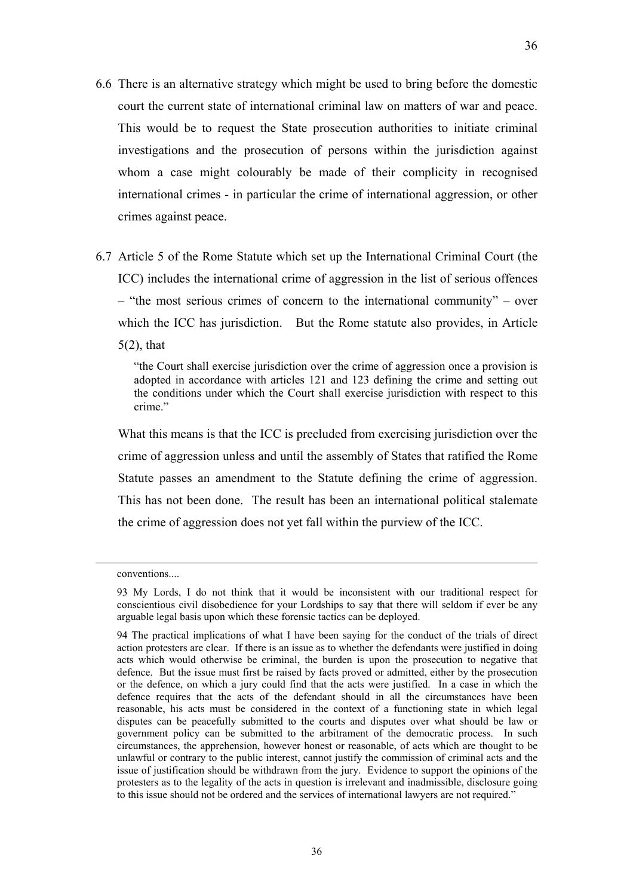6.6 There is an alternative strategy which might be used to bring before the domestic court the current state of international criminal law on matters of war and peace. This would be to request the State prosecution authorities to initiate criminal investigations and the prosecution of persons within the jurisdiction against whom a case might colourably be made of their complicity in recognised international crimes - in particular the crime of international aggression, or other crimes against peace.

6.7 Article 5 of the Rome Statute which set up the International Criminal Court (the ICC) includes the international crime of aggression in the list of serious offences – "the most serious crimes of concern to the international community" – over which the ICC has jurisdiction. But the Rome statute also provides, in Article 5(2), that

> "the Court shall exercise jurisdiction over the crime of aggression once a provision is adopted in accordance with articles 121 and 123 defining the crime and setting out the conditions under which the Court shall exercise jurisdiction with respect to this crime."

What this means is that the ICC is precluded from exercising jurisdiction over the crime of aggression unless and until the assembly of States that ratified the Rome Statute passes an amendment to the Statute defining the crime of aggression. This has not been done. The result has been an international political stalemate the crime of aggression does not yet fall within the purview of the ICC.

---

conventions....

93 My Lords, I do not think that it would be inconsistent with our traditional respect for conscientious civil disobedience for your Lordships to say that there will seldom if ever be any arguable legal basis upon which these forensic tactics can be deployed.

94 The practical implications of what I have been saying for the conduct of the trials of direct action protesters are clear. If there is an issue as to whether the defendants were justified in doing acts which would otherwise be criminal, the burden is upon the prosecution to negative that defence. But the issue must first be raised by facts proved or admitted, either by the prosecution or the defence, on which a jury could find that the acts were justified. In a case in which the defence requires that the acts of the defendant should in all the circumstances have been reasonable, his acts must be considered in the context of a functioning state in which legal disputes can be peacefully submitted to the courts and disputes over what should be law or government policy can be submitted to the arbitrament of the democratic process. In such circumstances, the apprehension, however honest or reasonable, of acts which are thought to be unlawful or contrary to the public interest, cannot justify the commission of criminal acts and the issue of justification should be withdrawn from the jury. Evidence to support the opinions of the protesters as to the legality of the acts in question is irrelevant and inadmissible, disclosure going to this issue should not be ordered and the services of international lawyers are not required."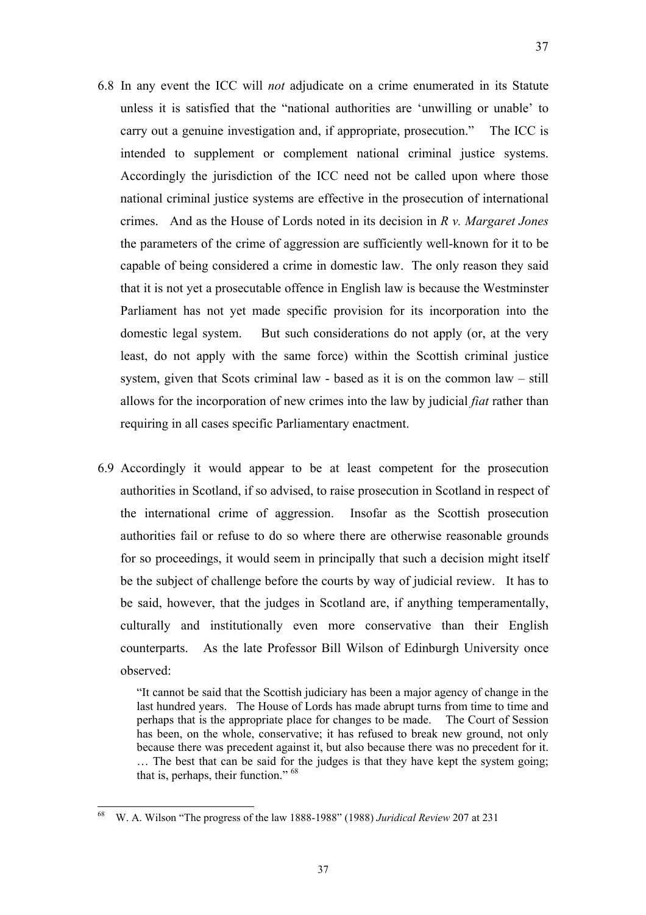6.8 In any event the ICC will *not* adjudicate on a crime enumerated in its Statute unless it is satisfied that the "national authorities are 'unwilling or unable' to carry out a genuine investigation and, if appropriate, prosecution." The ICC is intended to supplement or complement national criminal justice systems. Accordingly the jurisdiction of the ICC need not be called upon where those national criminal justice systems are effective in the prosecution of international crimes. And as the House of Lords noted in its decision in *R v. Margaret Jones* the parameters of the crime of aggression are sufficiently well-known for it to be capable of being considered a crime in domestic law. The only reason they said that it is not yet a prosecutable offence in English law is because the Westminster Parliament has not yet made specific provision for its incorporation into the domestic legal system. But such considerations do not apply (or, at the very least, do not apply with the same force) within the Scottish criminal justice system, given that Scots criminal law - based as it is on the common law – still allows for the incorporation of new crimes into the law by judicial *fiat* rather than requiring in all cases specific Parliamentary enactment.

6.9 Accordingly it would appear to be at least competent for the prosecution authorities in Scotland, if so advised, to raise prosecution in Scotland in respect of the international crime of aggression. Insofar as the Scottish prosecution authorities fail or refuse to do so where there are otherwise reasonable grounds for so proceedings, it would seem in principally that such a decision might itself be the subject of challenge before the courts by way of judicial review. It has to be said, however, that the judges in Scotland are, if anything temperamentally, culturally and institutionally even more conservative than their English counterparts. As the late Professor Bill Wilson of Edinburgh University once observed:

> "It cannot be said that the Scottish judiciary has been a major agency of change in the last hundred years. The House of Lords has made abrupt turns from time to time and perhaps that is the appropriate place for changes to be made. The Court of Session has been, on the whole, conservative; it has refused to break new ground, not only because there was precedent against it, but also because there was no precedent for it. … The best that can be said for the judges is that they have kept the system going; that is, perhaps, their function." [68]

---

[68] W. A. Wilson "The progress of the law 1888-1988" (1988) *Juridical Review* 207 at 231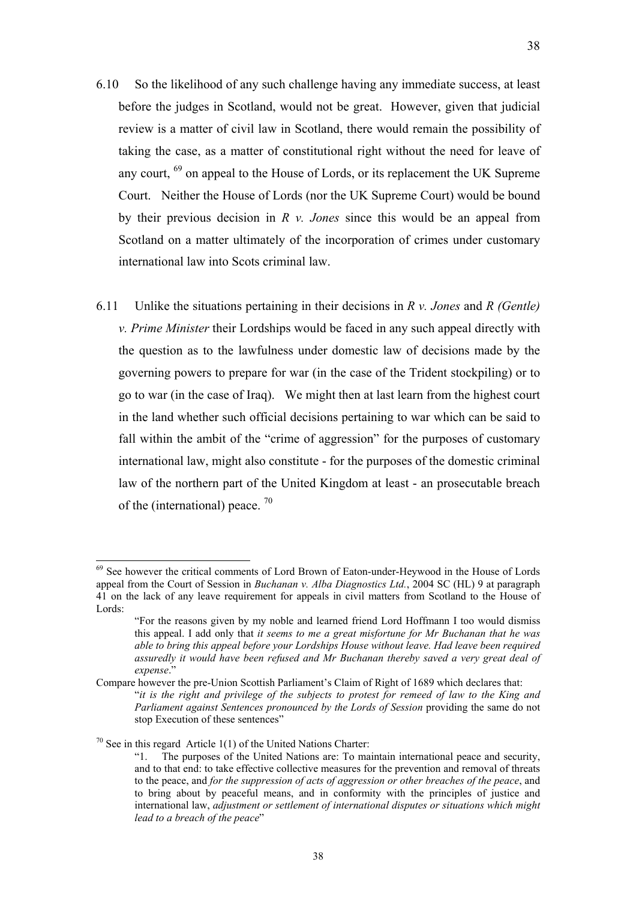6.10 So the likelihood of any such challenge having any immediate success, at least before the judges in Scotland, would not be great. However, given that judicial review is a matter of civil law in Scotland, there would remain the possibility of taking the case, as a matter of constitutional right without the need for leave of any court, [69] on appeal to the House of Lords, or its replacement the UK Supreme Court. Neither the House of Lords (nor the UK Supreme Court) would be bound by their previous decision in *R v. Jones* since this would be an appeal from Scotland on a matter ultimately of the incorporation of crimes under customary international law into Scots criminal law.

6.11 Unlike the situations pertaining in their decisions in *R v. Jones* and *R (Gentle) v. Prime Minister* their Lordships would be faced in any such appeal directly with the question as to the lawfulness under domestic law of decisions made by the governing powers to prepare for war (in the case of the Trident stockpiling) or to go to war (in the case of Iraq). We might then at last learn from the highest court in the land whether such official decisions pertaining to war which can be said to fall within the ambit of the "crime of aggression" for the purposes of customary international law, might also constitute - for the purposes of the domestic criminal law of the northern part of the United Kingdom at least - an prosecutable breach of the (international) peace. [70]

---

[69] See however the critical comments of Lord Brown of Eaton-under-Heywood in the House of Lords appeal from the Court of Session in *Buchanan v. Alba Diagnostics Ltd.*, 2004 SC (HL) 9 at paragraph 41 on the lack of any leave requirement for appeals in civil matters from Scotland to the House of Lords:

> "For the reasons given by my noble and learned friend Lord Hoffmann I too would dismiss this appeal. I add only that *it seems to me a great misfortune for Mr Buchanan that he was able to bring this appeal before your Lordships House without leave. Had leave been required assuredly it would have been refused and Mr Buchanan thereby saved a very great deal of expense*."

Compare however the pre-Union Scottish Parliament's Claim of Right of 1689 which declares that:

> "*it is the right and privilege of the subjects to protest for remeed of law to the King and Parliament against Sentences pronounced by the Lords of Session* providing the same do not stop Execution of these sentences"

[70] See in this regard Article 1(1) of the United Nations Charter:

> "1. The purposes of the United Nations are: To maintain international peace and security, and to that end: to take effective collective measures for the prevention and removal of threats to the peace, and *for the suppression of acts of aggression or other breaches of the peace*, and to bring about by peaceful means, and in conformity with the principles of justice and international law, *adjustment or settlement of international disputes or situations which might lead to a breach of the peace*"